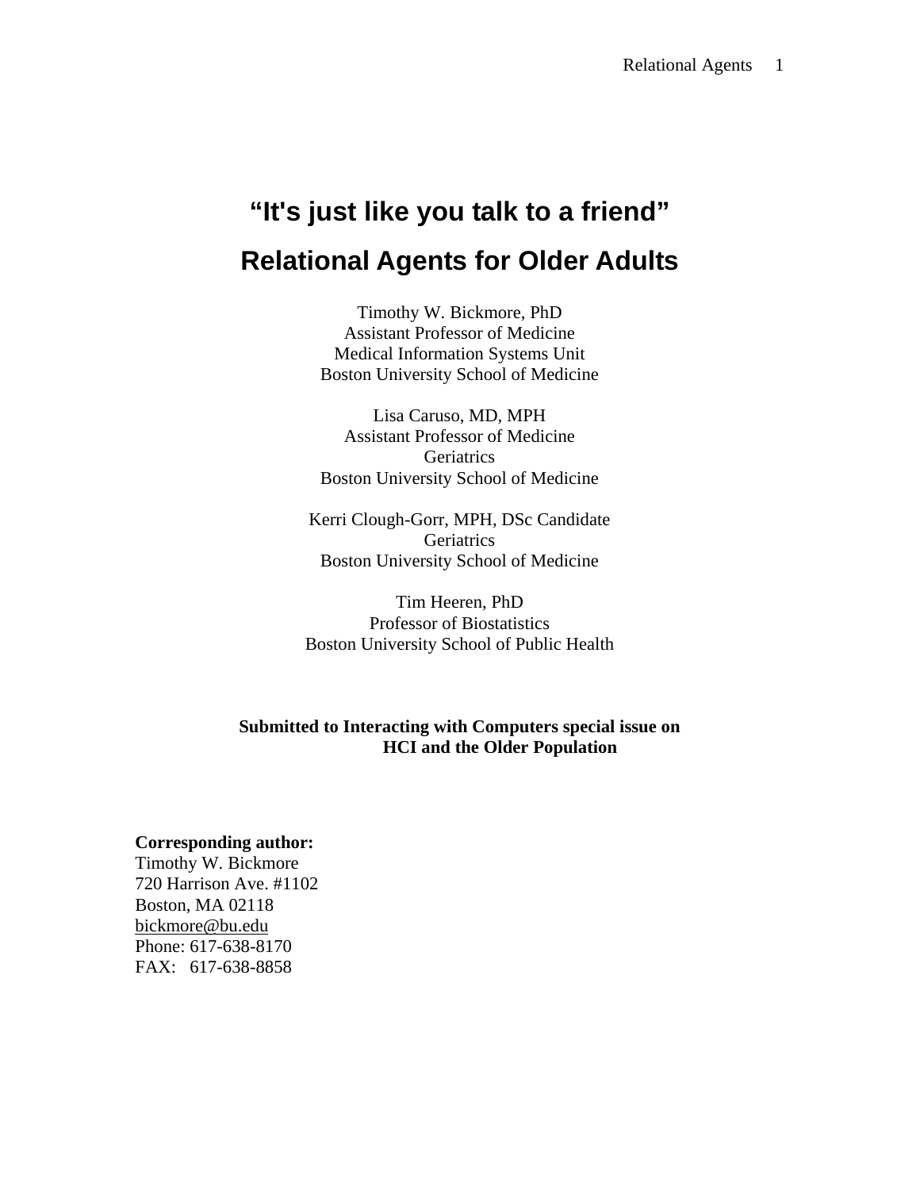# "It's just like you talk to a friend"

# Relational Agents for Older Adults

Timothy W. Bickmore, PhD
Assistant Professor of Medicine
Medical Information Systems Unit
Boston University School of Medicine

Lisa Caruso, MD, MPH
Assistant Professor of Medicine
Geriatrics
Boston University School of Medicine

Kerri Clough-Gorr, MPH, DSc Candidate
Geriatrics
Boston University School of Medicine

Tim Heeren, PhD
Professor of Biostatistics
Boston University School of Public Health

**Submitted to Interacting with Computers special issue on HCI and the Older Population**

**Corresponding author:**
Timothy W. Bickmore
720 Harrison Ave. #1102
Boston, MA 02118
bickmore@bu.edu
Phone: 617-638-8170
FAX: 617-638-8858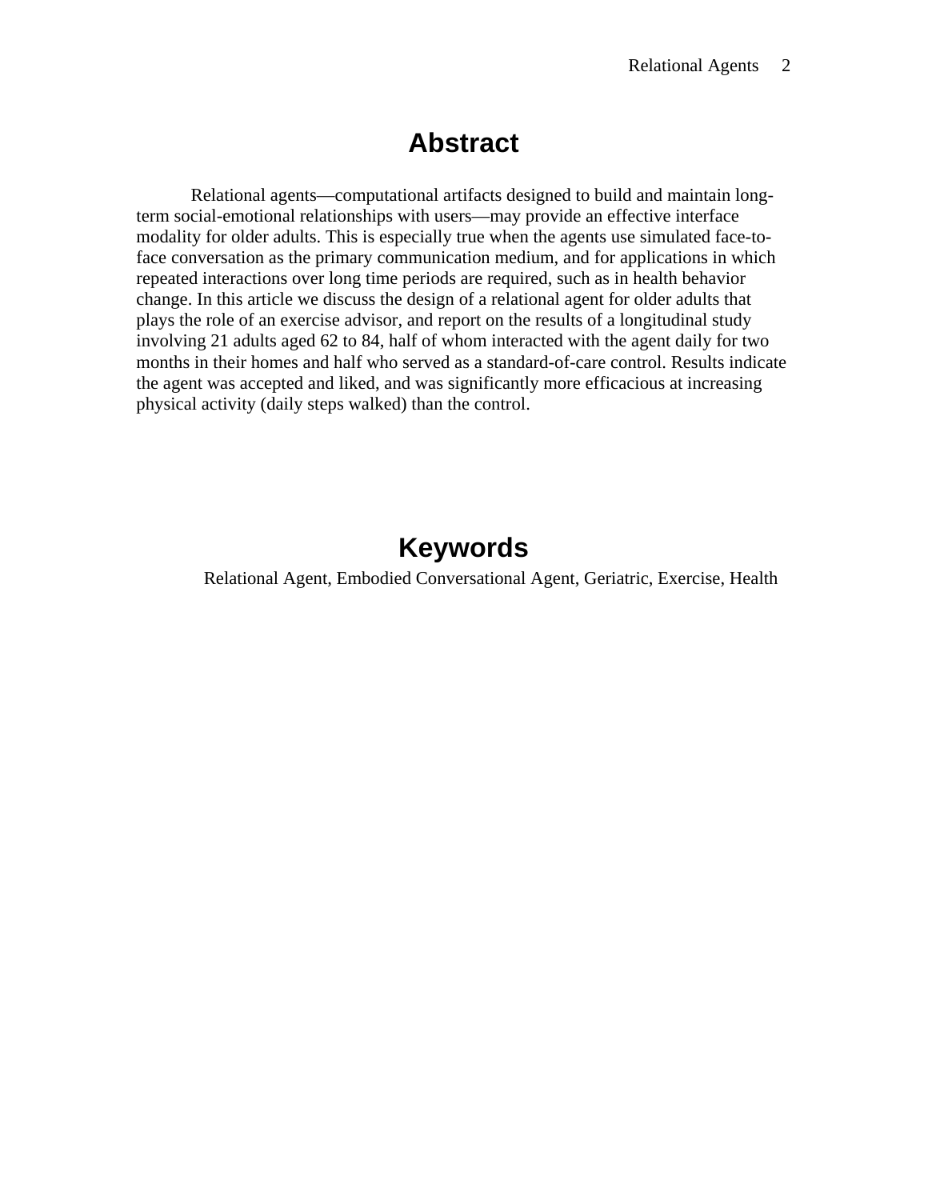# Abstract

Relational agents—computational artifacts designed to build and maintain long-term social-emotional relationships with users—may provide an effective interface modality for older adults. This is especially true when the agents use simulated face-to-face conversation as the primary communication medium, and for applications in which repeated interactions over long time periods are required, such as in health behavior change. In this article we discuss the design of a relational agent for older adults that plays the role of an exercise advisor, and report on the results of a longitudinal study involving 21 adults aged 62 to 84, half of whom interacted with the agent daily for two months in their homes and half who served as a standard-of-care control. Results indicate the agent was accepted and liked, and was significantly more efficacious at increasing physical activity (daily steps walked) than the control.

# Keywords

Relational Agent, Embodied Conversational Agent, Geriatric, Exercise, Health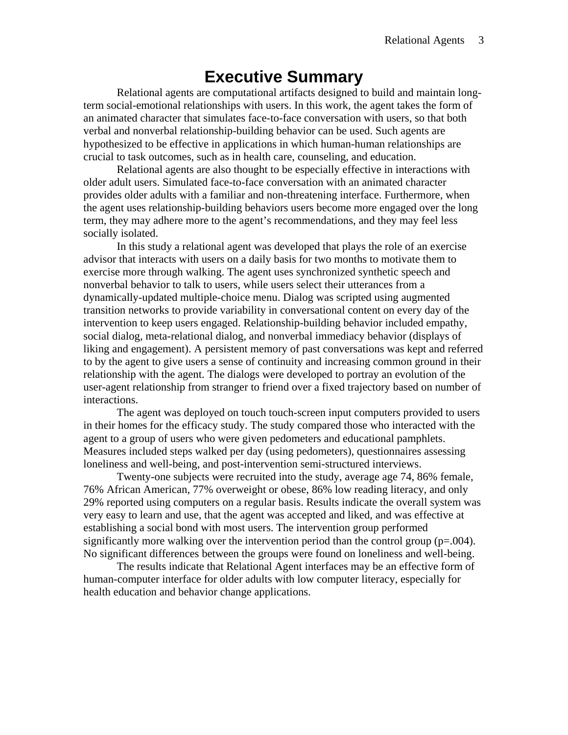# Executive Summary

Relational agents are computational artifacts designed to build and maintain long-term social-emotional relationships with users. In this work, the agent takes the form of an animated character that simulates face-to-face conversation with users, so that both verbal and nonverbal relationship-building behavior can be used. Such agents are hypothesized to be effective in applications in which human-human relationships are crucial to task outcomes, such as in health care, counseling, and education.

Relational agents are also thought to be especially effective in interactions with older adult users. Simulated face-to-face conversation with an animated character provides older adults with a familiar and non-threatening interface. Furthermore, when the agent uses relationship-building behaviors users become more engaged over the long term, they may adhere more to the agent's recommendations, and they may feel less socially isolated.

In this study a relational agent was developed that plays the role of an exercise advisor that interacts with users on a daily basis for two months to motivate them to exercise more through walking. The agent uses synchronized synthetic speech and nonverbal behavior to talk to users, while users select their utterances from a dynamically-updated multiple-choice menu. Dialog was scripted using augmented transition networks to provide variability in conversational content on every day of the intervention to keep users engaged. Relationship-building behavior included empathy, social dialog, meta-relational dialog, and nonverbal immediacy behavior (displays of liking and engagement). A persistent memory of past conversations was kept and referred to by the agent to give users a sense of continuity and increasing common ground in their relationship with the agent. The dialogs were developed to portray an evolution of the user-agent relationship from stranger to friend over a fixed trajectory based on number of interactions.

The agent was deployed on touch touch-screen input computers provided to users in their homes for the efficacy study. The study compared those who interacted with the agent to a group of users who were given pedometers and educational pamphlets. Measures included steps walked per day (using pedometers), questionnaires assessing loneliness and well-being, and post-intervention semi-structured interviews.

Twenty-one subjects were recruited into the study, average age 74, 86% female, 76% African American, 77% overweight or obese, 86% low reading literacy, and only 29% reported using computers on a regular basis. Results indicate the overall system was very easy to learn and use, that the agent was accepted and liked, and was effective at establishing a social bond with most users. The intervention group performed significantly more walking over the intervention period than the control group ($p=.004$). No significant differences between the groups were found on loneliness and well-being.

The results indicate that Relational Agent interfaces may be an effective form of human-computer interface for older adults with low computer literacy, especially for health education and behavior change applications.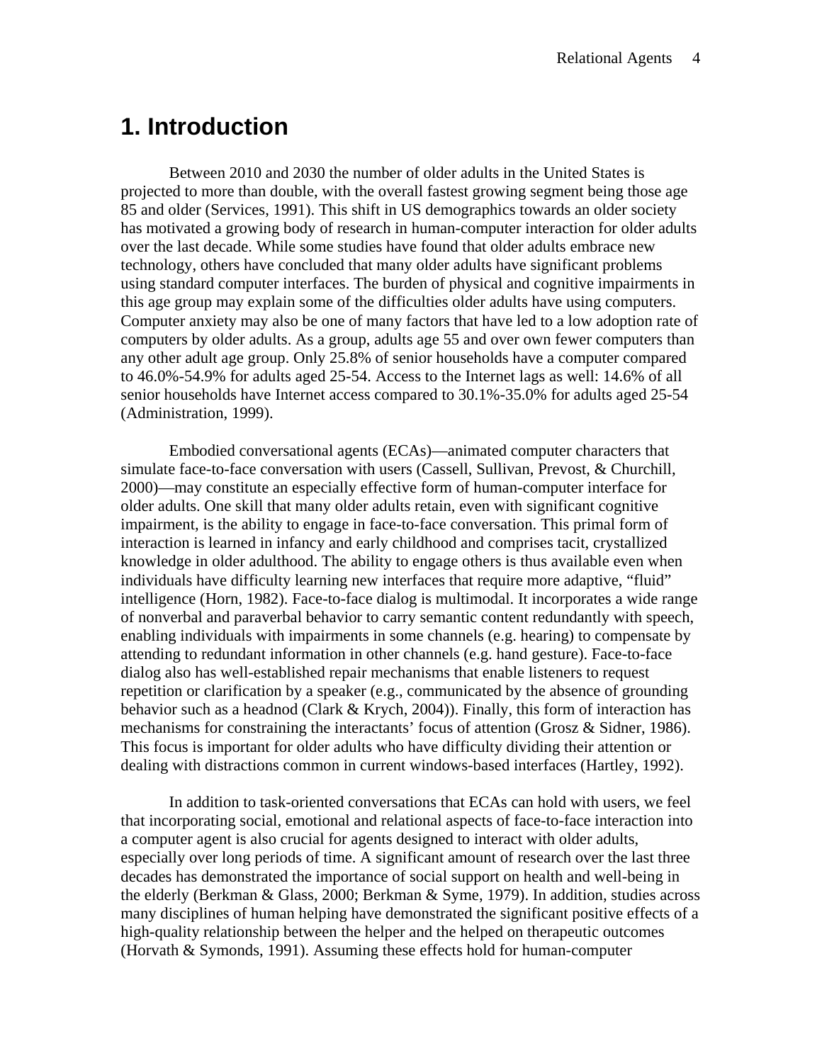# 1. Introduction

Between 2010 and 2030 the number of older adults in the United States is projected to more than double, with the overall fastest growing segment being those age 85 and older (Services, 1991). This shift in US demographics towards an older society has motivated a growing body of research in human-computer interaction for older adults over the last decade. While some studies have found that older adults embrace new technology, others have concluded that many older adults have significant problems using standard computer interfaces. The burden of physical and cognitive impairments in this age group may explain some of the difficulties older adults have using computers. Computer anxiety may also be one of many factors that have led to a low adoption rate of computers by older adults. As a group, adults age 55 and over own fewer computers than any other adult age group. Only 25.8% of senior households have a computer compared to 46.0%-54.9% for adults aged 25-54. Access to the Internet lags as well: 14.6% of all senior households have Internet access compared to 30.1%-35.0% for adults aged 25-54 (Administration, 1999).

Embodied conversational agents (ECAs)—animated computer characters that simulate face-to-face conversation with users (Cassell, Sullivan, Prevost, & Churchill, 2000)—may constitute an especially effective form of human-computer interface for older adults. One skill that many older adults retain, even with significant cognitive impairment, is the ability to engage in face-to-face conversation. This primal form of interaction is learned in infancy and early childhood and comprises tacit, crystallized knowledge in older adulthood. The ability to engage others is thus available even when individuals have difficulty learning new interfaces that require more adaptive, "fluid" intelligence (Horn, 1982). Face-to-face dialog is multimodal. It incorporates a wide range of nonverbal and paraverbal behavior to carry semantic content redundantly with speech, enabling individuals with impairments in some channels (e.g. hearing) to compensate by attending to redundant information in other channels (e.g. hand gesture). Face-to-face dialog also has well-established repair mechanisms that enable listeners to request repetition or clarification by a speaker (e.g., communicated by the absence of grounding behavior such as a headnod (Clark & Krych, 2004)). Finally, this form of interaction has mechanisms for constraining the interactants' focus of attention (Grosz & Sidner, 1986). This focus is important for older adults who have difficulty dividing their attention or dealing with distractions common in current windows-based interfaces (Hartley, 1992).

In addition to task-oriented conversations that ECAs can hold with users, we feel that incorporating social, emotional and relational aspects of face-to-face interaction into a computer agent is also crucial for agents designed to interact with older adults, especially over long periods of time. A significant amount of research over the last three decades has demonstrated the importance of social support on health and well-being in the elderly (Berkman & Glass, 2000; Berkman & Syme, 1979). In addition, studies across many disciplines of human helping have demonstrated the significant positive effects of a high-quality relationship between the helper and the helped on therapeutic outcomes (Horvath & Symonds, 1991). Assuming these effects hold for human-computer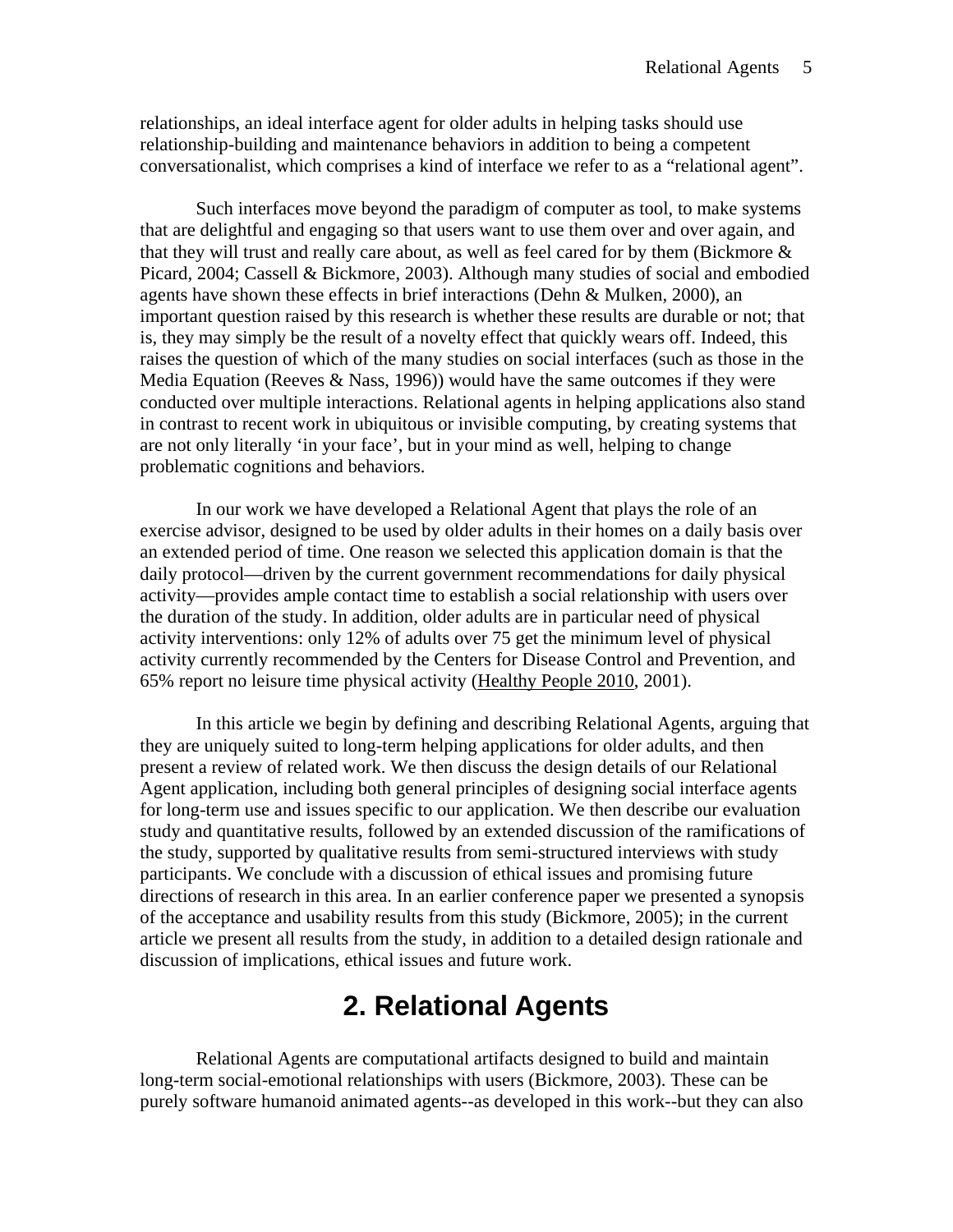relationships, an ideal interface agent for older adults in helping tasks should use relationship-building and maintenance behaviors in addition to being a competent conversationalist, which comprises a kind of interface we refer to as a "relational agent".

Such interfaces move beyond the paradigm of computer as tool, to make systems that are delightful and engaging so that users want to use them over and over again, and that they will trust and really care about, as well as feel cared for by them (Bickmore & Picard, 2004; Cassell & Bickmore, 2003). Although many studies of social and embodied agents have shown these effects in brief interactions (Dehn & Mulken, 2000), an important question raised by this research is whether these results are durable or not; that is, they may simply be the result of a novelty effect that quickly wears off. Indeed, this raises the question of which of the many studies on social interfaces (such as those in the Media Equation (Reeves & Nass, 1996)) would have the same outcomes if they were conducted over multiple interactions. Relational agents in helping applications also stand in contrast to recent work in ubiquitous or invisible computing, by creating systems that are not only literally 'in your face', but in your mind as well, helping to change problematic cognitions and behaviors.

In our work we have developed a Relational Agent that plays the role of an exercise advisor, designed to be used by older adults in their homes on a daily basis over an extended period of time. One reason we selected this application domain is that the daily protocol—driven by the current government recommendations for daily physical activity—provides ample contact time to establish a social relationship with users over the duration of the study. In addition, older adults are in particular need of physical activity interventions: only 12% of adults over 75 get the minimum level of physical activity currently recommended by the Centers for Disease Control and Prevention, and 65% report no leisure time physical activity (Healthy People 2010, 2001).

In this article we begin by defining and describing Relational Agents, arguing that they are uniquely suited to long-term helping applications for older adults, and then present a review of related work. We then discuss the design details of our Relational Agent application, including both general principles of designing social interface agents for long-term use and issues specific to our application. We then describe our evaluation study and quantitative results, followed by an extended discussion of the ramifications of the study, supported by qualitative results from semi-structured interviews with study participants. We conclude with a discussion of ethical issues and promising future directions of research in this area. In an earlier conference paper we presented a synopsis of the acceptance and usability results from this study (Bickmore, 2005); in the current article we present all results from the study, in addition to a detailed design rationale and discussion of implications, ethical issues and future work.

# 2. Relational Agents

Relational Agents are computational artifacts designed to build and maintain long-term social-emotional relationships with users (Bickmore, 2003). These can be purely software humanoid animated agents--as developed in this work--but they can also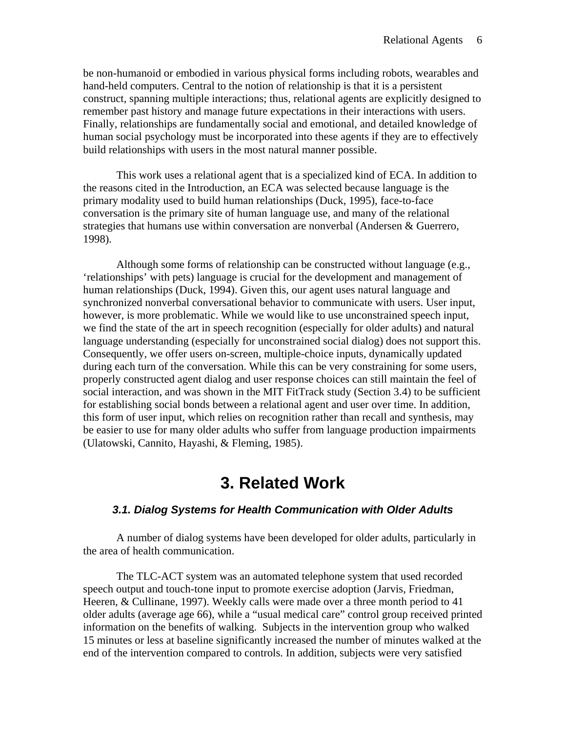be non-humanoid or embodied in various physical forms including robots, wearables and hand-held computers. Central to the notion of relationship is that it is a persistent construct, spanning multiple interactions; thus, relational agents are explicitly designed to remember past history and manage future expectations in their interactions with users. Finally, relationships are fundamentally social and emotional, and detailed knowledge of human social psychology must be incorporated into these agents if they are to effectively build relationships with users in the most natural manner possible.

This work uses a relational agent that is a specialized kind of ECA. In addition to the reasons cited in the Introduction, an ECA was selected because language is the primary modality used to build human relationships (Duck, 1995), face-to-face conversation is the primary site of human language use, and many of the relational strategies that humans use within conversation are nonverbal (Andersen & Guerrero, 1998).

Although some forms of relationship can be constructed without language (e.g., ‘relationships’ with pets) language is crucial for the development and management of human relationships (Duck, 1994). Given this, our agent uses natural language and synchronized nonverbal conversational behavior to communicate with users. User input, however, is more problematic. While we would like to use unconstrained speech input, we find the state of the art in speech recognition (especially for older adults) and natural language understanding (especially for unconstrained social dialog) does not support this. Consequently, we offer users on-screen, multiple-choice inputs, dynamically updated during each turn of the conversation. While this can be very constraining for some users, properly constructed agent dialog and user response choices can still maintain the feel of social interaction, and was shown in the MIT FitTrack study (Section 3.4) to be sufficient for establishing social bonds between a relational agent and user over time. In addition, this form of user input, which relies on recognition rather than recall and synthesis, may be easier to use for many older adults who suffer from language production impairments (Ulatowski, Cannito, Hayashi, & Fleming, 1985).

# 3. Related Work

### *3.1. Dialog Systems for Health Communication with Older Adults*

A number of dialog systems have been developed for older adults, particularly in the area of health communication.

The TLC-ACT system was an automated telephone system that used recorded speech output and touch-tone input to promote exercise adoption (Jarvis, Friedman, Heeren, & Cullinane, 1997). Weekly calls were made over a three month period to 41 older adults (average age 66), while a “usual medical care” control group received printed information on the benefits of walking. Subjects in the intervention group who walked 15 minutes or less at baseline significantly increased the number of minutes walked at the end of the intervention compared to controls. In addition, subjects were very satisfied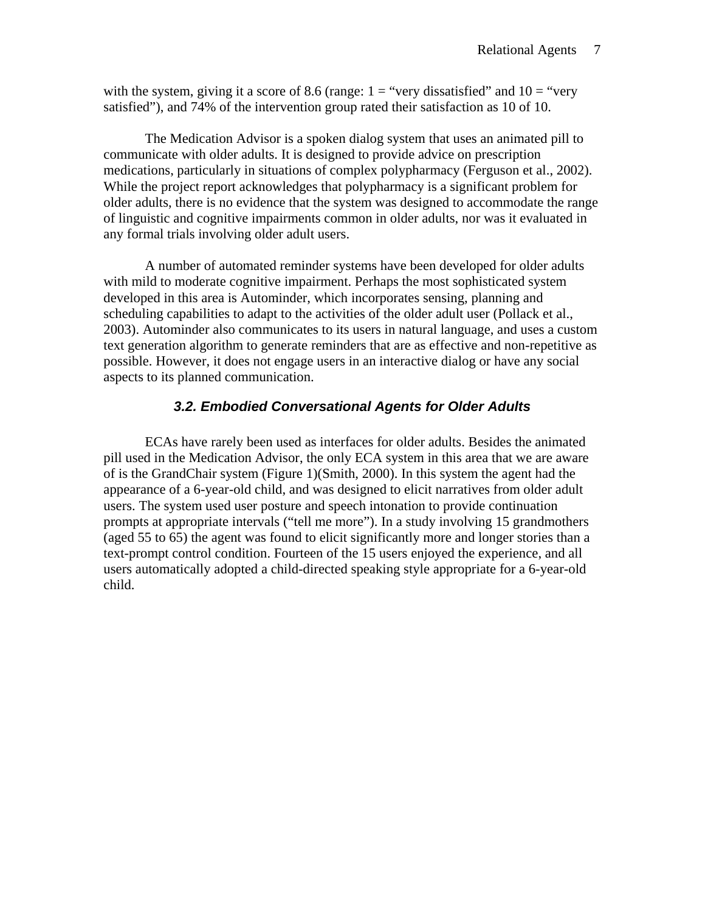with the system, giving it a score of 8.6 (range: 1 = "very dissatisfied" and 10 = "very satisfied"), and 74% of the intervention group rated their satisfaction as 10 of 10.

The Medication Advisor is a spoken dialog system that uses an animated pill to communicate with older adults. It is designed to provide advice on prescription medications, particularly in situations of complex polypharmacy (Ferguson et al., 2002). While the project report acknowledges that polypharmacy is a significant problem for older adults, there is no evidence that the system was designed to accommodate the range of linguistic and cognitive impairments common in older adults, nor was it evaluated in any formal trials involving older adult users.

A number of automated reminder systems have been developed for older adults with mild to moderate cognitive impairment. Perhaps the most sophisticated system developed in this area is Autominder, which incorporates sensing, planning and scheduling capabilities to adapt to the activities of the older adult user (Pollack et al., 2003). Autominder also communicates to its users in natural language, and uses a custom text generation algorithm to generate reminders that are as effective and non-repetitive as possible. However, it does not engage users in an interactive dialog or have any social aspects to its planned communication.

### *3.2. Embodied Conversational Agents for Older Adults*

ECAs have rarely been used as interfaces for older adults. Besides the animated pill used in the Medication Advisor, the only ECA system in this area that we are aware of is the GrandChair system (Figure 1)(Smith, 2000). In this system the agent had the appearance of a 6-year-old child, and was designed to elicit narratives from older adult users. The system used user posture and speech intonation to provide continuation prompts at appropriate intervals ("tell me more"). In a study involving 15 grandmothers (aged 55 to 65) the agent was found to elicit significantly more and longer stories than a text-prompt control condition. Fourteen of the 15 users enjoyed the experience, and all users automatically adopted a child-directed speaking style appropriate for a 6-year-old child.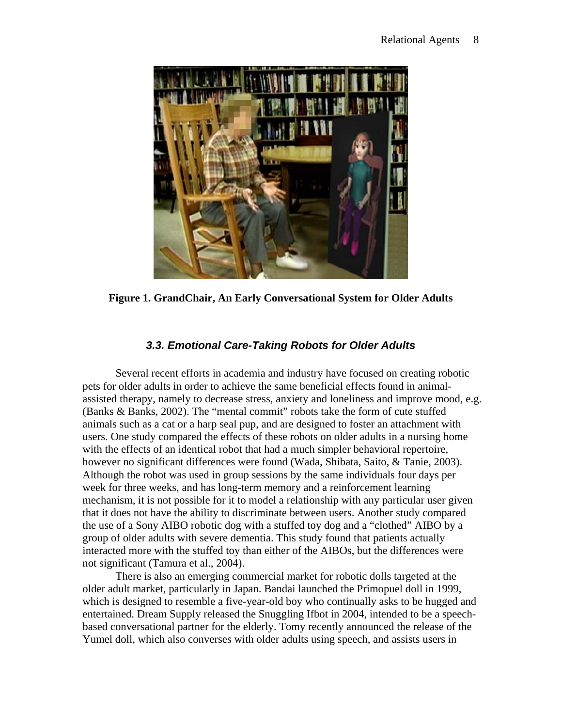**Figure 1. GrandChair, An Early Conversational System for Older Adults**

### *3.3. Emotional Care-Taking Robots for Older Adults*

Several recent efforts in academia and industry have focused on creating robotic pets for older adults in order to achieve the same beneficial effects found in animal-assisted therapy, namely to decrease stress, anxiety and loneliness and improve mood, e.g. (Banks & Banks, 2002). The "mental commit" robots take the form of cute stuffed animals such as a cat or a harp seal pup, and are designed to foster an attachment with users. One study compared the effects of these robots on older adults in a nursing home with the effects of an identical robot that had a much simpler behavioral repertoire, however no significant differences were found (Wada, Shibata, Saito, & Tanie, 2003). Although the robot was used in group sessions by the same individuals four days per week for three weeks, and has long-term memory and a reinforcement learning mechanism, it is not possible for it to model a relationship with any particular user given that it does not have the ability to discriminate between users. Another study compared the use of a Sony AIBO robotic dog with a stuffed toy dog and a "clothed" AIBO by a group of older adults with severe dementia. This study found that patients actually interacted more with the stuffed toy than either of the AIBOs, but the differences were not significant (Tamura et al., 2004).

There is also an emerging commercial market for robotic dolls targeted at the older adult market, particularly in Japan. Bandai launched the Primopuel doll in 1999, which is designed to resemble a five-year-old boy who continually asks to be hugged and entertained. Dream Supply released the Snuggling Ifbot in 2004, intended to be a speech-based conversational partner for the elderly. Tomy recently announced the release of the Yumel doll, which also converses with older adults using speech, and assists users in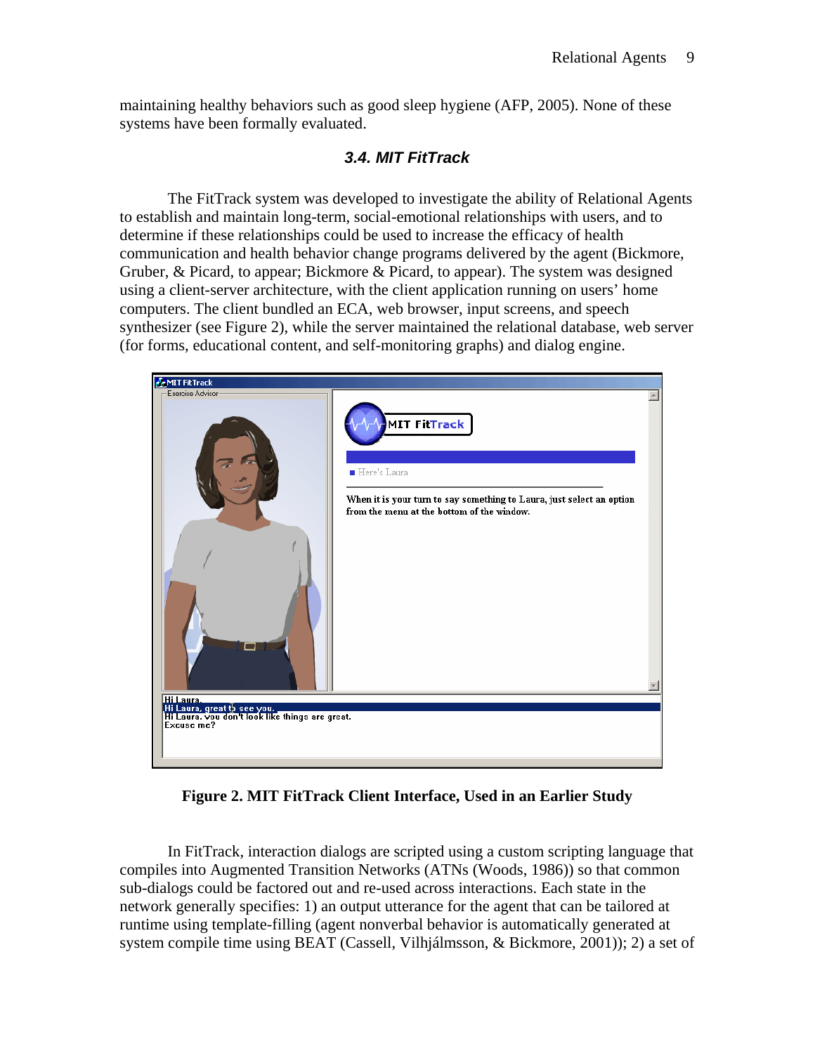maintaining healthy behaviors such as good sleep hygiene (AFP, 2005). None of these systems have been formally evaluated.

### *3.4. MIT FitTrack*

The FitTrack system was developed to investigate the ability of Relational Agents to establish and maintain long-term, social-emotional relationships with users, and to determine if these relationships could be used to increase the efficacy of health communication and health behavior change programs delivered by the agent (Bickmore, Gruber, & Picard, to appear; Bickmore & Picard, to appear). The system was designed using a client-server architecture, with the client application running on users' home computers. The client bundled an ECA, web browser, input screens, and speech synthesizer (see Figure 2), while the server maintained the relational database, web server (for forms, educational content, and self-monitoring graphs) and dialog engine.

**Figure 2. MIT FitTrack Client Interface, Used in an Earlier Study**

In FitTrack, interaction dialogs are scripted using a custom scripting language that compiles into Augmented Transition Networks (ATNs (Woods, 1986)) so that common sub-dialogs could be factored out and re-used across interactions. Each state in the network generally specifies: 1) an output utterance for the agent that can be tailored at runtime using template-filling (agent nonverbal behavior is automatically generated at system compile time using BEAT (Cassell, Vilhjálmsson, & Bickmore, 2001)); 2) a set of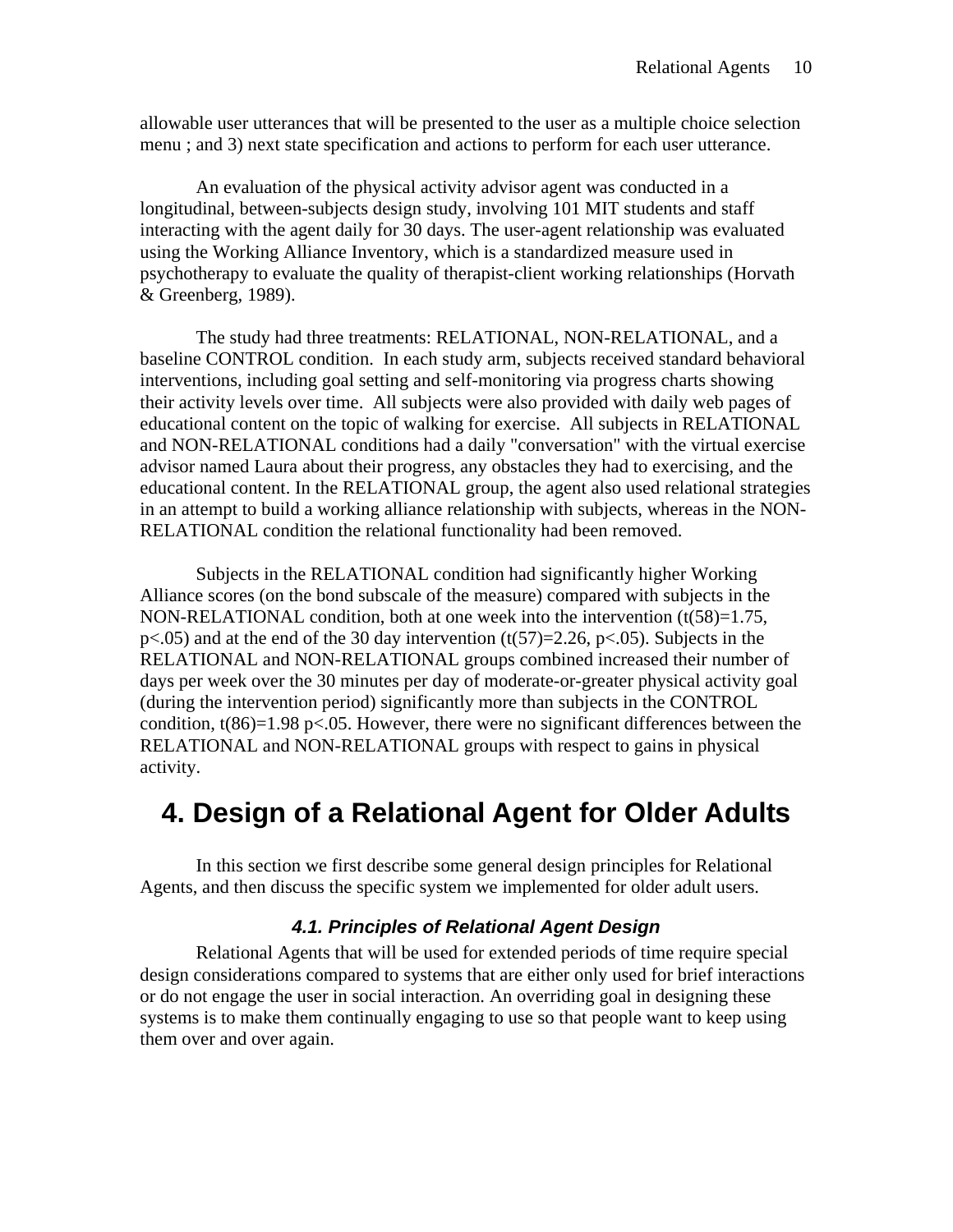allowable user utterances that will be presented to the user as a multiple choice selection menu ; and 3) next state specification and actions to perform for each user utterance.

An evaluation of the physical activity advisor agent was conducted in a longitudinal, between-subjects design study, involving 101 MIT students and staff interacting with the agent daily for 30 days. The user-agent relationship was evaluated using the Working Alliance Inventory, which is a standardized measure used in psychotherapy to evaluate the quality of therapist-client working relationships (Horvath & Greenberg, 1989).

The study had three treatments: RELATIONAL, NON-RELATIONAL, and a baseline CONTROL condition. In each study arm, subjects received standard behavioral interventions, including goal setting and self-monitoring via progress charts showing their activity levels over time. All subjects were also provided with daily web pages of educational content on the topic of walking for exercise. All subjects in RELATIONAL and NON-RELATIONAL conditions had a daily "conversation" with the virtual exercise advisor named Laura about their progress, any obstacles they had to exercising, and the educational content. In the RELATIONAL group, the agent also used relational strategies in an attempt to build a working alliance relationship with subjects, whereas in the NON-RELATIONAL condition the relational functionality had been removed.

Subjects in the RELATIONAL condition had significantly higher Working Alliance scores (on the bond subscale of the measure) compared with subjects in the NON-RELATIONAL condition, both at one week into the intervention ($t(58)=1.75$, $p<.05$) and at the end of the 30 day intervention ($t(57)=2.26$, $p<.05$). Subjects in the RELATIONAL and NON-RELATIONAL groups combined increased their number of days per week over the 30 minutes per day of moderate-or-greater physical activity goal (during the intervention period) significantly more than subjects in the CONTROL condition, $t(86)=1.98$ $p<.05$. However, there were no significant differences between the RELATIONAL and NON-RELATIONAL groups with respect to gains in physical activity.

# 4. Design of a Relational Agent for Older Adults

In this section we first describe some general design principles for Relational Agents, and then discuss the specific system we implemented for older adult users.

## *4.1. Principles of Relational Agent Design*

Relational Agents that will be used for extended periods of time require special design considerations compared to systems that are either only used for brief interactions or do not engage the user in social interaction. An overriding goal in designing these systems is to make them continually engaging to use so that people want to keep using them over and over again.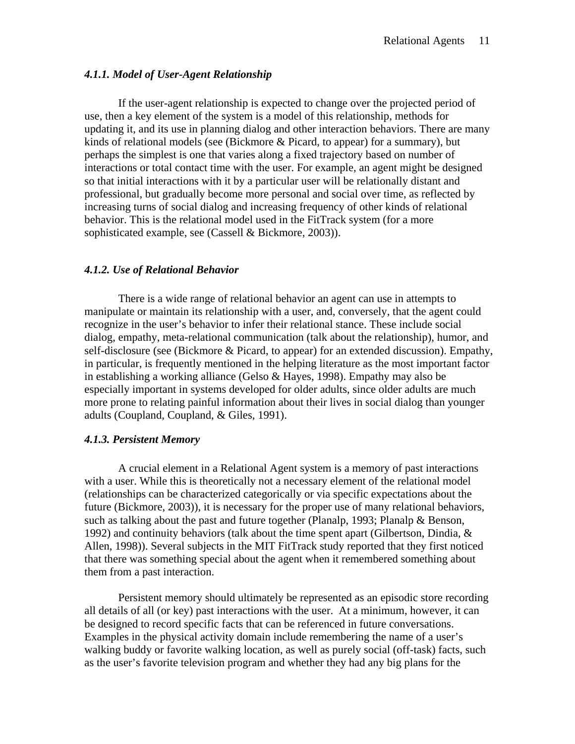#### *4.1.1. Model of User-Agent Relationship*

If the user-agent relationship is expected to change over the projected period of use, then a key element of the system is a model of this relationship, methods for updating it, and its use in planning dialog and other interaction behaviors. There are many kinds of relational models (see (Bickmore & Picard, to appear) for a summary), but perhaps the simplest is one that varies along a fixed trajectory based on number of interactions or total contact time with the user. For example, an agent might be designed so that initial interactions with it by a particular user will be relationally distant and professional, but gradually become more personal and social over time, as reflected by increasing turns of social dialog and increasing frequency of other kinds of relational behavior. This is the relational model used in the FitTrack system (for a more sophisticated example, see (Cassell & Bickmore, 2003)).

#### *4.1.2. Use of Relational Behavior*

There is a wide range of relational behavior an agent can use in attempts to manipulate or maintain its relationship with a user, and, conversely, that the agent could recognize in the user's behavior to infer their relational stance. These include social dialog, empathy, meta-relational communication (talk about the relationship), humor, and self-disclosure (see (Bickmore & Picard, to appear) for an extended discussion). Empathy, in particular, is frequently mentioned in the helping literature as the most important factor in establishing a working alliance (Gelso & Hayes, 1998). Empathy may also be especially important in systems developed for older adults, since older adults are much more prone to relating painful information about their lives in social dialog than younger adults (Coupland, Coupland, & Giles, 1991).

#### *4.1.3. Persistent Memory*

A crucial element in a Relational Agent system is a memory of past interactions with a user. While this is theoretically not a necessary element of the relational model (relationships can be characterized categorically or via specific expectations about the future (Bickmore, 2003)), it is necessary for the proper use of many relational behaviors, such as talking about the past and future together (Planalp, 1993; Planalp & Benson, 1992) and continuity behaviors (talk about the time spent apart (Gilbertson, Dindia, & Allen, 1998)). Several subjects in the MIT FitTrack study reported that they first noticed that there was something special about the agent when it remembered something about them from a past interaction.

Persistent memory should ultimately be represented as an episodic store recording all details of all (or key) past interactions with the user. At a minimum, however, it can be designed to record specific facts that can be referenced in future conversations. Examples in the physical activity domain include remembering the name of a user's walking buddy or favorite walking location, as well as purely social (off-task) facts, such as the user's favorite television program and whether they had any big plans for the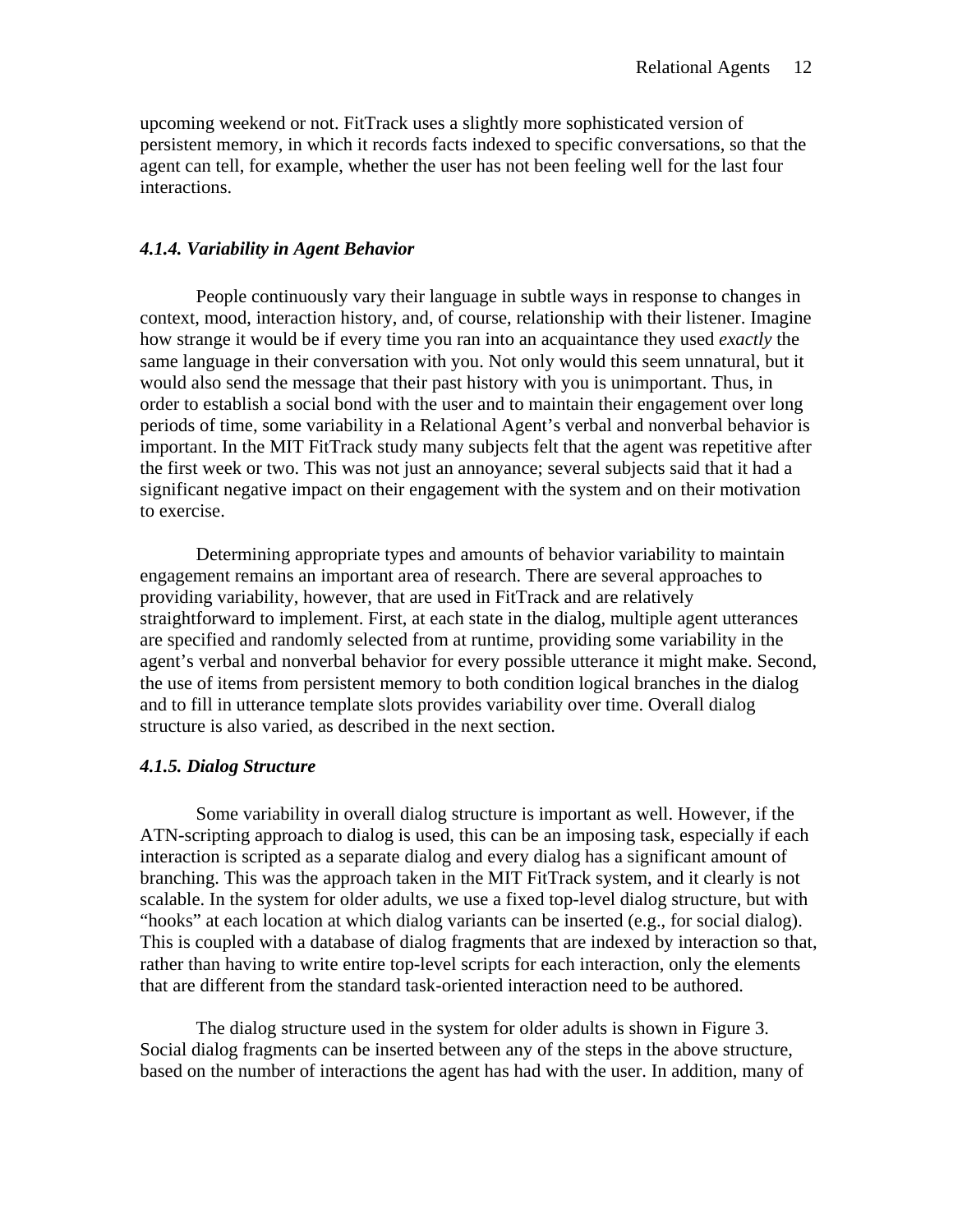upcoming weekend or not. FitTrack uses a slightly more sophisticated version of persistent memory, in which it records facts indexed to specific conversations, so that the agent can tell, for example, whether the user has not been feeling well for the last four interactions.

#### *4.1.4. Variability in Agent Behavior*

People continuously vary their language in subtle ways in response to changes in context, mood, interaction history, and, of course, relationship with their listener. Imagine how strange it would be if every time you ran into an acquaintance they used *exactly* the same language in their conversation with you. Not only would this seem unnatural, but it would also send the message that their past history with you is unimportant. Thus, in order to establish a social bond with the user and to maintain their engagement over long periods of time, some variability in a Relational Agent's verbal and nonverbal behavior is important. In the MIT FitTrack study many subjects felt that the agent was repetitive after the first week or two. This was not just an annoyance; several subjects said that it had a significant negative impact on their engagement with the system and on their motivation to exercise.

Determining appropriate types and amounts of behavior variability to maintain engagement remains an important area of research. There are several approaches to providing variability, however, that are used in FitTrack and are relatively straightforward to implement. First, at each state in the dialog, multiple agent utterances are specified and randomly selected from at runtime, providing some variability in the agent's verbal and nonverbal behavior for every possible utterance it might make. Second, the use of items from persistent memory to both condition logical branches in the dialog and to fill in utterance template slots provides variability over time. Overall dialog structure is also varied, as described in the next section.

#### *4.1.5. Dialog Structure*

Some variability in overall dialog structure is important as well. However, if the ATN-scripting approach to dialog is used, this can be an imposing task, especially if each interaction is scripted as a separate dialog and every dialog has a significant amount of branching. This was the approach taken in the MIT FitTrack system, and it clearly is not scalable. In the system for older adults, we use a fixed top-level dialog structure, but with "hooks" at each location at which dialog variants can be inserted (e.g., for social dialog). This is coupled with a database of dialog fragments that are indexed by interaction so that, rather than having to write entire top-level scripts for each interaction, only the elements that are different from the standard task-oriented interaction need to be authored.

The dialog structure used in the system for older adults is shown in Figure 3. Social dialog fragments can be inserted between any of the steps in the above structure, based on the number of interactions the agent has had with the user. In addition, many of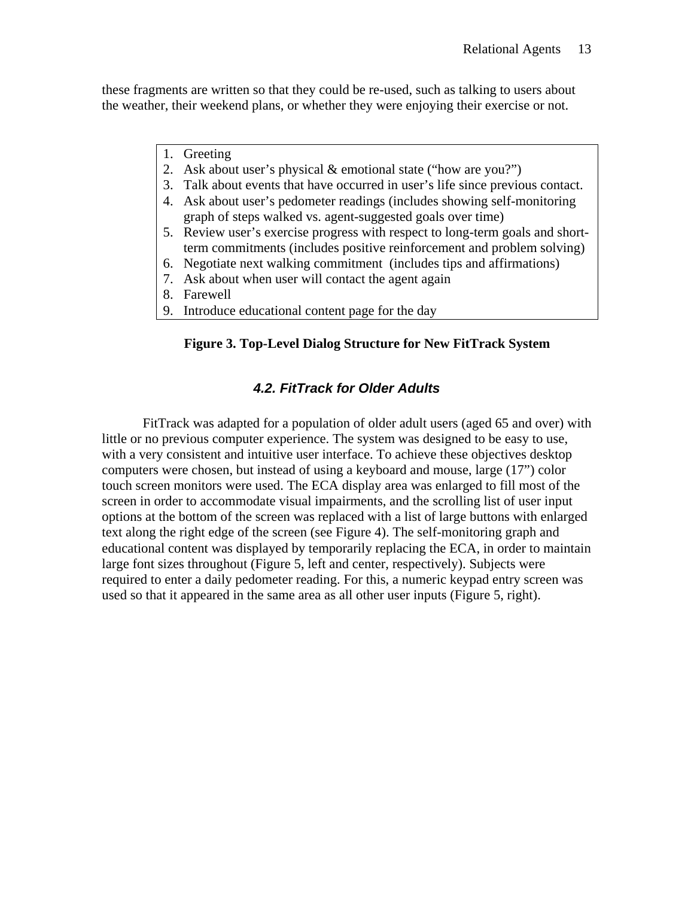these fragments are written so that they could be re-used, such as talking to users about the weather, their weekend plans, or whether they were enjoying their exercise or not.

1. Greeting
2. Ask about user's physical & emotional state ("how are you?")
3. Talk about events that have occurred in user's life since previous contact.
4. Ask about user's pedometer readings (includes showing self-monitoring graph of steps walked vs. agent-suggested goals over time)
5. Review user's exercise progress with respect to long-term goals and short-term commitments (includes positive reinforcement and problem solving)
6. Negotiate next walking commitment (includes tips and affirmations)
7. Ask about when user will contact the agent again
8. Farewell
9. Introduce educational content page for the day

**Figure 3. Top-Level Dialog Structure for New FitTrack System**

### *4.2. FitTrack for Older Adults*

FitTrack was adapted for a population of older adult users (aged 65 and over) with little or no previous computer experience. The system was designed to be easy to use, with a very consistent and intuitive user interface. To achieve these objectives desktop computers were chosen, but instead of using a keyboard and mouse, large (17") color touch screen monitors were used. The ECA display area was enlarged to fill most of the screen in order to accommodate visual impairments, and the scrolling list of user input options at the bottom of the screen was replaced with a list of large buttons with enlarged text along the right edge of the screen (see Figure 4). The self-monitoring graph and educational content was displayed by temporarily replacing the ECA, in order to maintain large font sizes throughout (Figure 5, left and center, respectively). Subjects were required to enter a daily pedometer reading. For this, a numeric keypad entry screen was used so that it appeared in the same area as all other user inputs (Figure 5, right).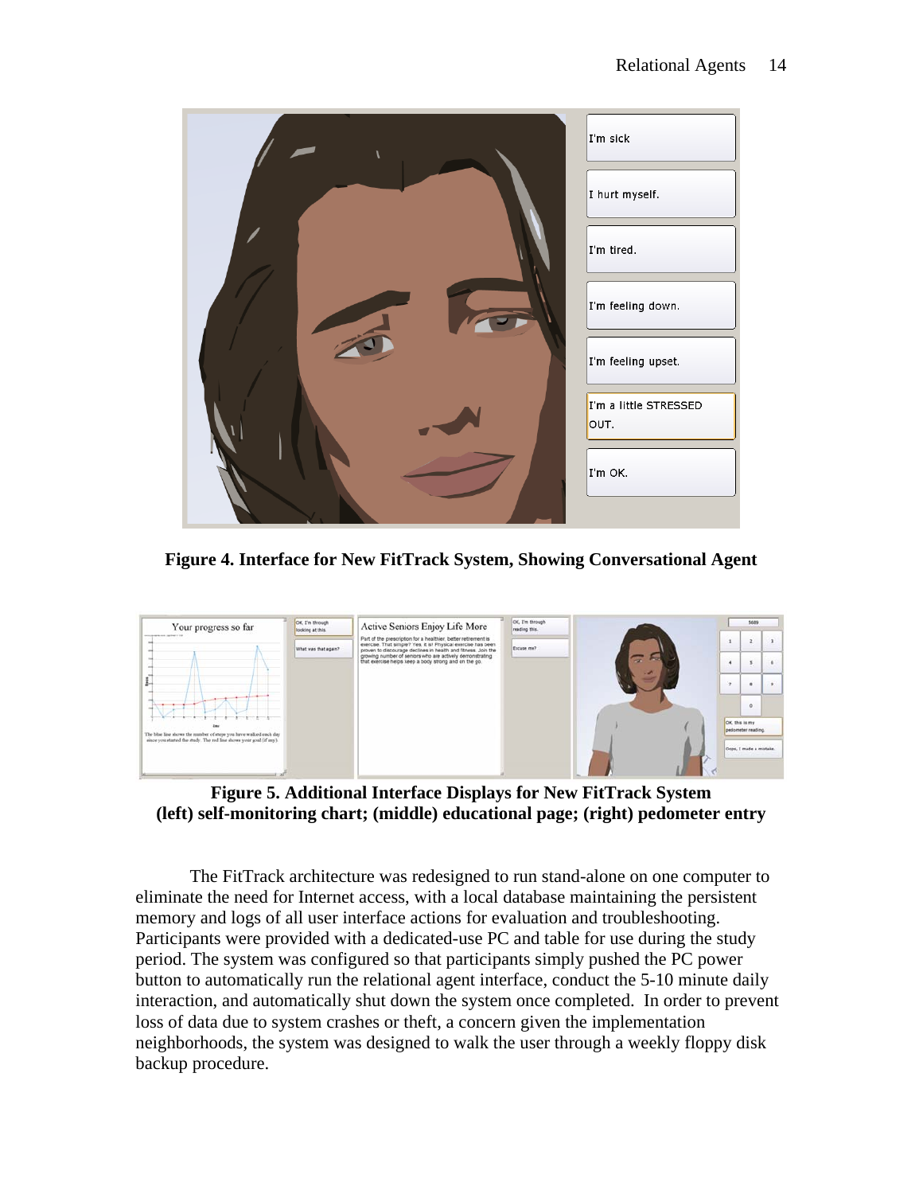**Figure 4. Interface for New FitTrack System, Showing Conversational Agent**

**Figure 5. Additional Interface Displays for New FitTrack System (left) self-monitoring chart; (middle) educational page; (right) pedometer entry**

The FitTrack architecture was redesigned to run stand-alone on one computer to eliminate the need for Internet access, with a local database maintaining the persistent memory and logs of all user interface actions for evaluation and troubleshooting. Participants were provided with a dedicated-use PC and table for use during the study period. The system was configured so that participants simply pushed the PC power button to automatically run the relational agent interface, conduct the 5-10 minute daily interaction, and automatically shut down the system once completed. In order to prevent loss of data due to system crashes or theft, a concern given the implementation neighborhoods, the system was designed to walk the user through a weekly floppy disk backup procedure.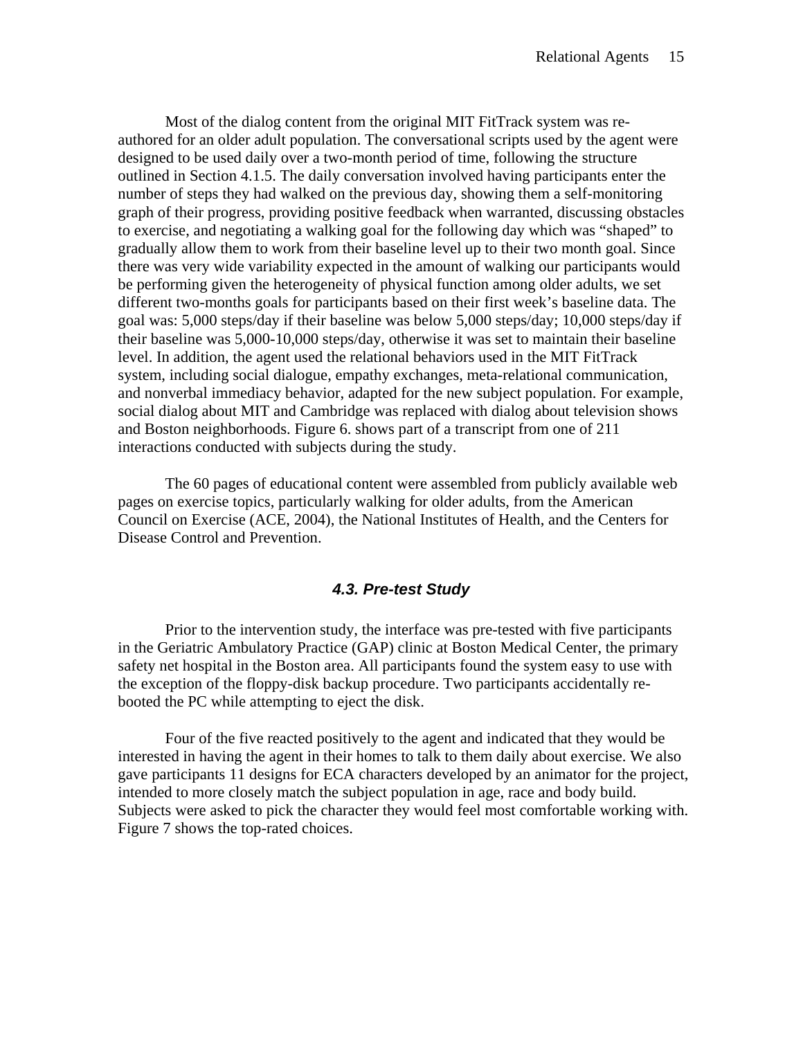Most of the dialog content from the original MIT FitTrack system was re-authored for an older adult population. The conversational scripts used by the agent were designed to be used daily over a two-month period of time, following the structure outlined in Section 4.1.5. The daily conversation involved having participants enter the number of steps they had walked on the previous day, showing them a self-monitoring graph of their progress, providing positive feedback when warranted, discussing obstacles to exercise, and negotiating a walking goal for the following day which was "shaped" to gradually allow them to work from their baseline level up to their two month goal. Since there was very wide variability expected in the amount of walking our participants would be performing given the heterogeneity of physical function among older adults, we set different two-months goals for participants based on their first week's baseline data. The goal was: 5,000 steps/day if their baseline was below 5,000 steps/day; 10,000 steps/day if their baseline was 5,000-10,000 steps/day, otherwise it was set to maintain their baseline level. In addition, the agent used the relational behaviors used in the MIT FitTrack system, including social dialogue, empathy exchanges, meta-relational communication, and nonverbal immediacy behavior, adapted for the new subject population. For example, social dialog about MIT and Cambridge was replaced with dialog about television shows and Boston neighborhoods. Figure 6. shows part of a transcript from one of 211 interactions conducted with subjects during the study.

The 60 pages of educational content were assembled from publicly available web pages on exercise topics, particularly walking for older adults, from the American Council on Exercise (ACE, 2004), the National Institutes of Health, and the Centers for Disease Control and Prevention.

### *4.3. Pre-test Study*

Prior to the intervention study, the interface was pre-tested with five participants in the Geriatric Ambulatory Practice (GAP) clinic at Boston Medical Center, the primary safety net hospital in the Boston area. All participants found the system easy to use with the exception of the floppy-disk backup procedure. Two participants accidentally re-booted the PC while attempting to eject the disk.

Four of the five reacted positively to the agent and indicated that they would be interested in having the agent in their homes to talk to them daily about exercise. We also gave participants 11 designs for ECA characters developed by an animator for the project, intended to more closely match the subject population in age, race and body build. Subjects were asked to pick the character they would feel most comfortable working with. Figure 7 shows the top-rated choices.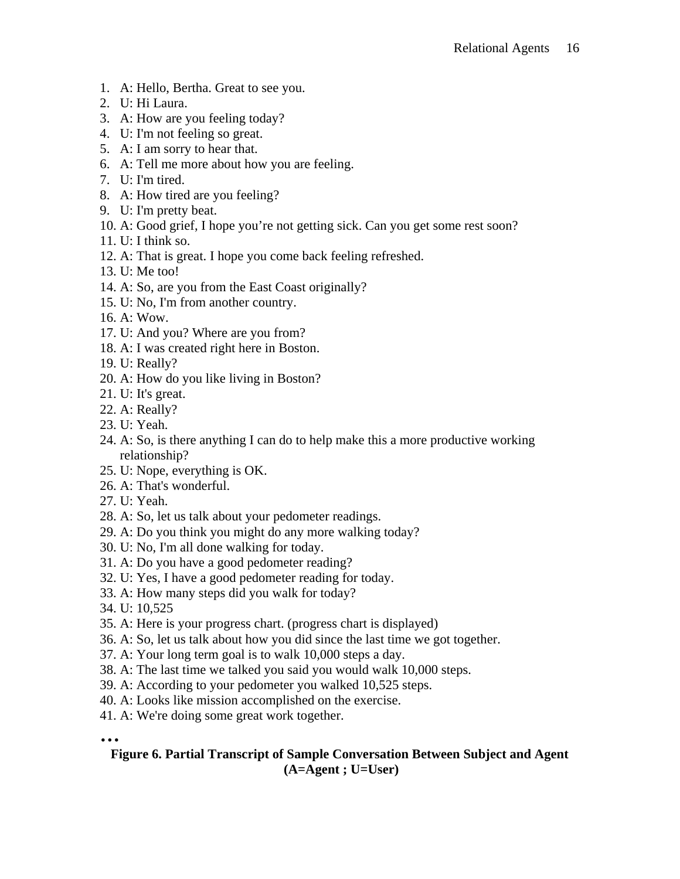1. A: Hello, Bertha. Great to see you.
2. U: Hi Laura.
3. A: How are you feeling today?
4. U: I'm not feeling so great.
5. A: I am sorry to hear that.
6. A: Tell me more about how you are feeling.
7. U: I'm tired.
8. A: How tired are you feeling?
9. U: I'm pretty beat.
10. A: Good grief, I hope you're not getting sick. Can you get some rest soon?
11. U: I think so.
12. A: That is great. I hope you come back feeling refreshed.
13. U: Me too!
14. A: So, are you from the East Coast originally?
15. U: No, I'm from another country.
16. A: Wow.
17. U: And you? Where are you from?
18. A: I was created right here in Boston.
19. U: Really?
20. A: How do you like living in Boston?
21. U: It's great.
22. A: Really?
23. U: Yeah.
24. A: So, is there anything I can do to help make this a more productive working relationship?
25. U: Nope, everything is OK.
26. A: That's wonderful.
27. U: Yeah.
28. A: So, let us talk about your pedometer readings.
29. A: Do you think you might do any more walking today?
30. U: No, I'm all done walking for today.
31. A: Do you have a good pedometer reading?
32. U: Yes, I have a good pedometer reading for today.
33. A: How many steps did you walk for today?
34. U: 10,525
35. A: Here is your progress chart. (progress chart is displayed)
36. A: So, let us talk about how you did since the last time we got together.
37. A: Your long term goal is to walk 10,000 steps a day.
38. A: The last time we talked you said you would walk 10,000 steps.
39. A: According to your pedometer you walked 10,525 steps.
40. A: Looks like mission accomplished on the exercise.
41. A: We're doing some great work together.

…

**Figure 6. Partial Transcript of Sample Conversation Between Subject and Agent (A=Agent ; U=User)**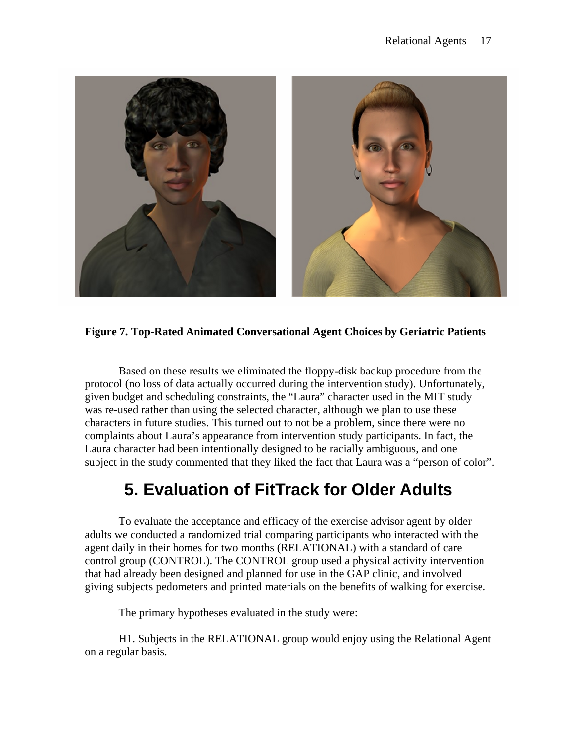**Figure 7. Top-Rated Animated Conversational Agent Choices by Geriatric Patients**

Based on these results we eliminated the floppy-disk backup procedure from the protocol (no loss of data actually occurred during the intervention study). Unfortunately, given budget and scheduling constraints, the "Laura" character used in the MIT study was re-used rather than using the selected character, although we plan to use these characters in future studies. This turned out to not be a problem, since there were no complaints about Laura's appearance from intervention study participants. In fact, the Laura character had been intentionally designed to be racially ambiguous, and one subject in the study commented that they liked the fact that Laura was a "person of color".

# 5. Evaluation of FitTrack for Older Adults

To evaluate the acceptance and efficacy of the exercise advisor agent by older adults we conducted a randomized trial comparing participants who interacted with the agent daily in their homes for two months (RELATIONAL) with a standard of care control group (CONTROL). The CONTROL group used a physical activity intervention that had already been designed and planned for use in the GAP clinic, and involved giving subjects pedometers and printed materials on the benefits of walking for exercise.

The primary hypotheses evaluated in the study were:

H1. Subjects in the RELATIONAL group would enjoy using the Relational Agent on a regular basis.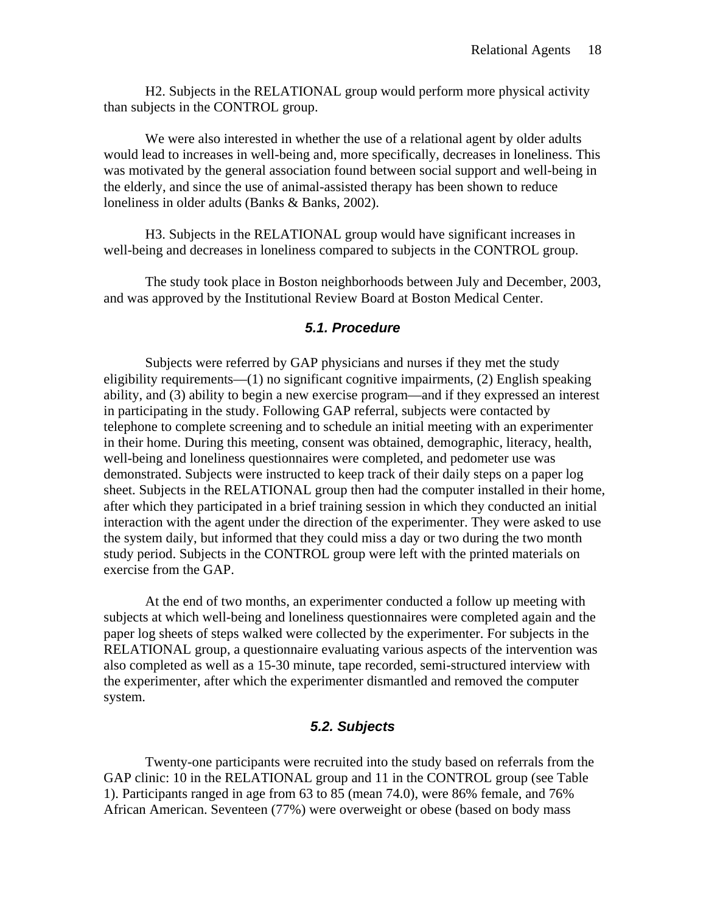H2. Subjects in the RELATIONAL group would perform more physical activity than subjects in the CONTROL group.

We were also interested in whether the use of a relational agent by older adults would lead to increases in well-being and, more specifically, decreases in loneliness. This was motivated by the general association found between social support and well-being in the elderly, and since the use of animal-assisted therapy has been shown to reduce loneliness in older adults (Banks & Banks, 2002).

H3. Subjects in the RELATIONAL group would have significant increases in well-being and decreases in loneliness compared to subjects in the CONTROL group.

The study took place in Boston neighborhoods between July and December, 2003, and was approved by the Institutional Review Board at Boston Medical Center.

### *5.1. Procedure*

Subjects were referred by GAP physicians and nurses if they met the study eligibility requirements—(1) no significant cognitive impairments, (2) English speaking ability, and (3) ability to begin a new exercise program—and if they expressed an interest in participating in the study. Following GAP referral, subjects were contacted by telephone to complete screening and to schedule an initial meeting with an experimenter in their home. During this meeting, consent was obtained, demographic, literacy, health, well-being and loneliness questionnaires were completed, and pedometer use was demonstrated. Subjects were instructed to keep track of their daily steps on a paper log sheet. Subjects in the RELATIONAL group then had the computer installed in their home, after which they participated in a brief training session in which they conducted an initial interaction with the agent under the direction of the experimenter. They were asked to use the system daily, but informed that they could miss a day or two during the two month study period. Subjects in the CONTROL group were left with the printed materials on exercise from the GAP.

At the end of two months, an experimenter conducted a follow up meeting with subjects at which well-being and loneliness questionnaires were completed again and the paper log sheets of steps walked were collected by the experimenter. For subjects in the RELATIONAL group, a questionnaire evaluating various aspects of the intervention was also completed as well as a 15-30 minute, tape recorded, semi-structured interview with the experimenter, after which the experimenter dismantled and removed the computer system.

### *5.2. Subjects*

Twenty-one participants were recruited into the study based on referrals from the GAP clinic: 10 in the RELATIONAL group and 11 in the CONTROL group (see Table 1). Participants ranged in age from 63 to 85 (mean 74.0), were 86% female, and 76% African American. Seventeen (77%) were overweight or obese (based on body mass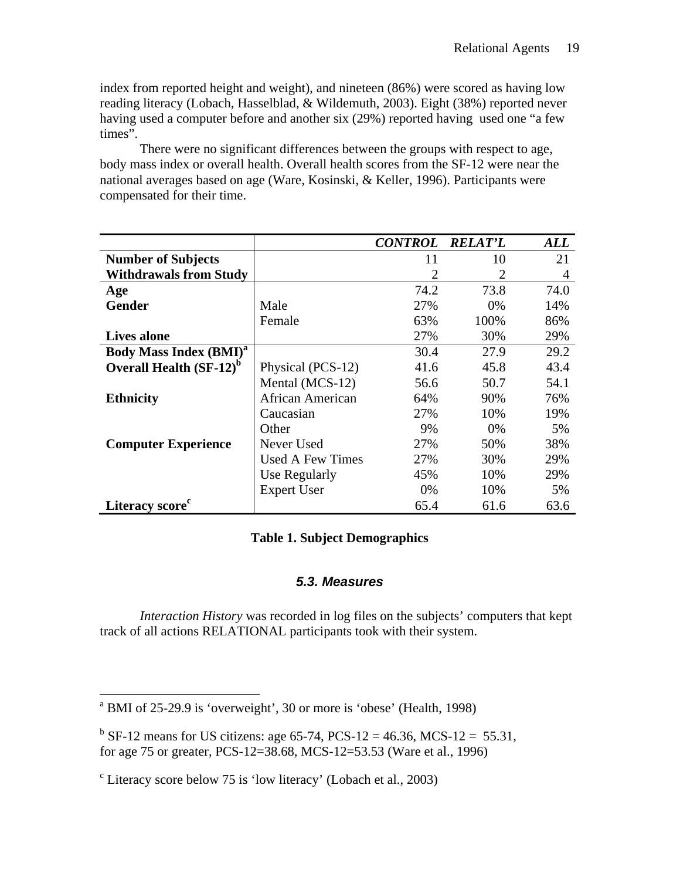index from reported height and weight), and nineteen (86%) were scored as having low reading literacy (Lobach, Hasselblad, & Wildemuth, 2003). Eight (38%) reported never having used a computer before and another six (29%) reported having used one "a few times".

There were no significant differences between the groups with respect to age, body mass index or overall health. Overall health scores from the SF-12 were near the national averages based on age (Ware, Kosinski, & Keller, 1996). Participants were compensated for their time.

| | | *CONTROL* | *RELAT'L* | *ALL* |
|---|---|---|---|---|
| **Number of Subjects** | | 11 | 10 | 21 |
| **Withdrawals from Study** | | 2 | 2 | 4 |
| **Age** | | 74.2 | 73.8 | 74.0 |
| **Gender** | Male | 27% | 0% | 14% |
| | Female | 63% | 100% | 86% |
| **Lives alone** | | 27% | 30% | 29% |
| **Body Mass Index (BMI)**[a] | | 30.4 | 27.9 | 29.2 |
| **Overall Health (SF-12)**[b] | Physical (PCS-12) | 41.6 | 45.8 | 43.4 |
| | Mental (MCS-12) | 56.6 | 50.7 | 54.1 |
| **Ethnicity** | African American | 64% | 90% | 76% |
| | Caucasian | 27% | 10% | 19% |
| | Other | 9% | 0% | 5% |
| **Computer Experience** | Never Used | 27% | 50% | 38% |
| | Used A Few Times | 27% | 30% | 29% |
| | Use Regularly | 45% | 10% | 29% |
| | Expert User | 0% | 10% | 5% |
| **Literacy score**[c] | | 65.4 | 61.6 | 63.6 |

**Table 1. Subject Demographics**

### *5.3. Measures*

*Interaction History* was recorded in log files on the subjects' computers that kept track of all actions RELATIONAL participants took with their system.

---

[a] BMI of 25-29.9 is 'overweight', 30 or more is 'obese' (Health, 1998)

[b] SF-12 means for US citizens: age 65-74, PCS-12 = 46.36, MCS-12 = 55.31, for age 75 or greater, PCS-12=38.68, MCS-12=53.53 (Ware et al., 1996)

[c] Literacy score below 75 is 'low literacy' (Lobach et al., 2003)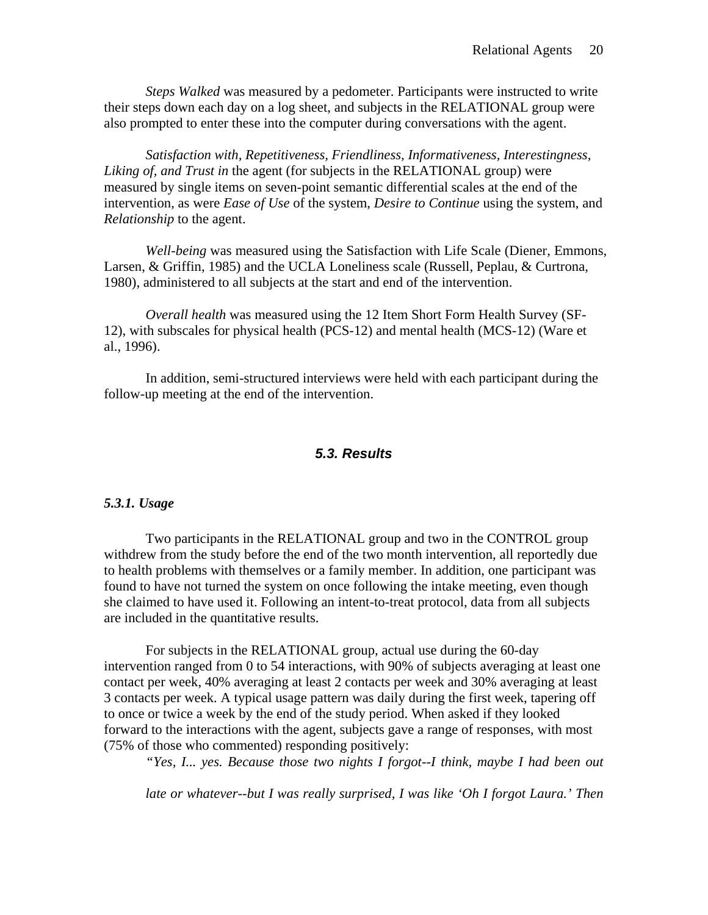*Steps Walked* was measured by a pedometer. Participants were instructed to write their steps down each day on a log sheet, and subjects in the RELATIONAL group were also prompted to enter these into the computer during conversations with the agent.

*Satisfaction with, Repetitiveness, Friendliness, Informativeness, Interestingness, Liking of, and Trust in* the agent (for subjects in the RELATIONAL group) were measured by single items on seven-point semantic differential scales at the end of the intervention, as were *Ease of Use* of the system, *Desire to Continue* using the system, and *Relationship* to the agent.

*Well-being* was measured using the Satisfaction with Life Scale (Diener, Emmons, Larsen, & Griffin, 1985) and the UCLA Loneliness scale (Russell, Peplau, & Curtrona, 1980), administered to all subjects at the start and end of the intervention.

*Overall health* was measured using the 12 Item Short Form Health Survey (SF-12), with subscales for physical health (PCS-12) and mental health (MCS-12) (Ware et al., 1996).

In addition, semi-structured interviews were held with each participant during the follow-up meeting at the end of the intervention.

## 5.3. Results

### 5.3.1. Usage

Two participants in the RELATIONAL group and two in the CONTROL group withdrew from the study before the end of the two month intervention, all reportedly due to health problems with themselves or a family member. In addition, one participant was found to have not turned the system on once following the intake meeting, even though she claimed to have used it. Following an intent-to-treat protocol, data from all subjects are included in the quantitative results.

For subjects in the RELATIONAL group, actual use during the 60-day intervention ranged from 0 to 54 interactions, with 90% of subjects averaging at least one contact per week, 40% averaging at least 2 contacts per week and 30% averaging at least 3 contacts per week. A typical usage pattern was daily during the first week, tapering off to once or twice a week by the end of the study period. When asked if they looked forward to the interactions with the agent, subjects gave a range of responses, with most (75% of those who commented) responding positively:

> *"Yes, I... yes. Because those two nights I forgot--I think, maybe I had been out late or whatever--but I was really surprised, I was like 'Oh I forgot Laura.' Then*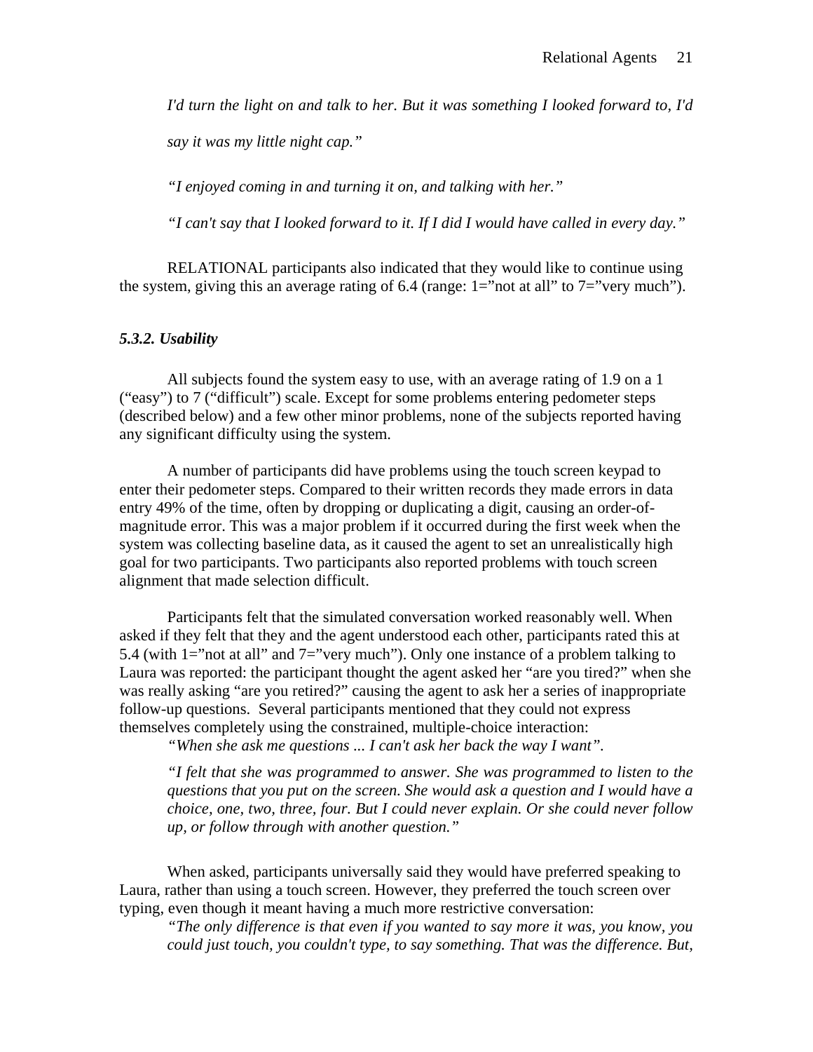*I'd turn the light on and talk to her. But it was something I looked forward to, I'd say it was my little night cap."*

*"I enjoyed coming in and turning it on, and talking with her."*

*"I can't say that I looked forward to it. If I did I would have called in every day."*

RELATIONAL participants also indicated that they would like to continue using the system, giving this an average rating of 6.4 (range: 1="not at all" to 7="very much").

### *5.3.2. Usability*

All subjects found the system easy to use, with an average rating of 1.9 on a 1 ("easy") to 7 ("difficult") scale. Except for some problems entering pedometer steps (described below) and a few other minor problems, none of the subjects reported having any significant difficulty using the system.

A number of participants did have problems using the touch screen keypad to enter their pedometer steps. Compared to their written records they made errors in data entry 49% of the time, often by dropping or duplicating a digit, causing an order-of-magnitude error. This was a major problem if it occurred during the first week when the system was collecting baseline data, as it caused the agent to set an unrealistically high goal for two participants. Two participants also reported problems with touch screen alignment that made selection difficult.

Participants felt that the simulated conversation worked reasonably well. When asked if they felt that they and the agent understood each other, participants rated this at 5.4 (with 1="not at all" and 7="very much"). Only one instance of a problem talking to Laura was reported: the participant thought the agent asked her "are you tired?" when she was really asking "are you retired?" causing the agent to ask her a series of inappropriate follow-up questions. Several participants mentioned that they could not express themselves completely using the constrained, multiple-choice interaction:

*"When she ask me questions ... I can't ask her back the way I want".*

*"I felt that she was programmed to answer. She was programmed to listen to the questions that you put on the screen. She would ask a question and I would have a choice, one, two, three, four. But I could never explain. Or she could never follow up, or follow through with another question."*

When asked, participants universally said they would have preferred speaking to Laura, rather than using a touch screen. However, they preferred the touch screen over typing, even though it meant having a much more restrictive conversation:

*"The only difference is that even if you wanted to say more it was, you know, you could just touch, you couldn't type, to say something. That was the difference. But,*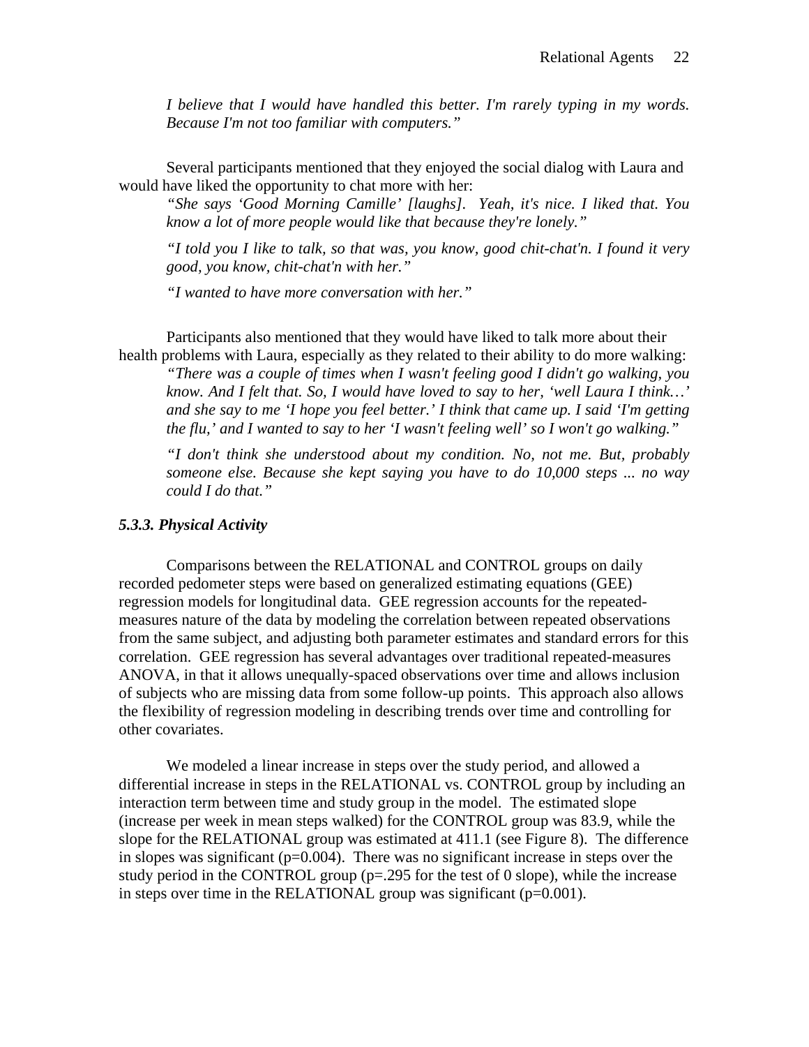*I believe that I would have handled this better. I'm rarely typing in my words. Because I'm not too familiar with computers."*

Several participants mentioned that they enjoyed the social dialog with Laura and would have liked the opportunity to chat more with her:

> *"She says 'Good Morning Camille' [laughs]. Yeah, it's nice. I liked that. You know a lot of more people would like that because they're lonely."*
>
> *"I told you I like to talk, so that was, you know, good chit-chat'n. I found it very good, you know, chit-chat'n with her."*
>
> *"I wanted to have more conversation with her."*

Participants also mentioned that they would have liked to talk more about their health problems with Laura, especially as they related to their ability to do more walking:

> *"There was a couple of times when I wasn't feeling good I didn't go walking, you know. And I felt that. So, I would have loved to say to her, 'well Laura I think…' and she say to me 'I hope you feel better.' I think that came up. I said 'I'm getting the flu,' and I wanted to say to her 'I wasn't feeling well' so I won't go walking."*
>
> *"I don't think she understood about my condition. No, not me. But, probably someone else. Because she kept saying you have to do 10,000 steps ... no way could I do that."*

### *5.3.3. Physical Activity*

Comparisons between the RELATIONAL and CONTROL groups on daily recorded pedometer steps were based on generalized estimating equations (GEE) regression models for longitudinal data. GEE regression accounts for the repeated-measures nature of the data by modeling the correlation between repeated observations from the same subject, and adjusting both parameter estimates and standard errors for this correlation. GEE regression has several advantages over traditional repeated-measures ANOVA, in that it allows unequally-spaced observations over time and allows inclusion of subjects who are missing data from some follow-up points. This approach also allows the flexibility of regression modeling in describing trends over time and controlling for other covariates.

We modeled a linear increase in steps over the study period, and allowed a differential increase in steps in the RELATIONAL vs. CONTROL group by including an interaction term between time and study group in the model. The estimated slope (increase per week in mean steps walked) for the CONTROL group was 83.9, while the slope for the RELATIONAL group was estimated at 411.1 (see Figure 8). The difference in slopes was significant ($p=0.004$). There was no significant increase in steps over the study period in the CONTROL group ($p=.295$ for the test of 0 slope), while the increase in steps over time in the RELATIONAL group was significant ($p=0.001$).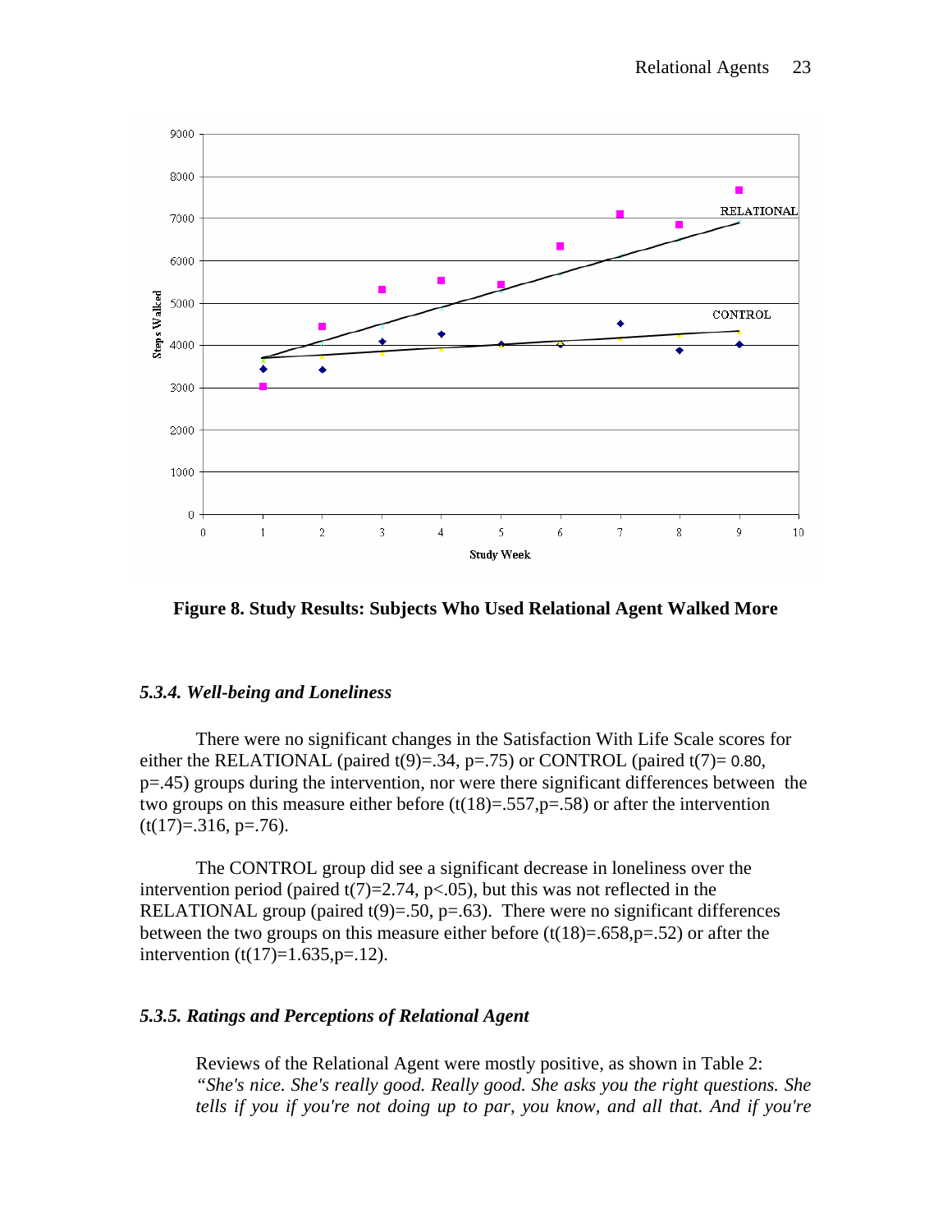**Figure 8. Study Results: Subjects Who Used Relational Agent Walked More**

### *5.3.4. Well-being and Loneliness*

There were no significant changes in the Satisfaction With Life Scale scores for either the RELATIONAL (paired $t(9)=.34$, $p=.75$) or CONTROL (paired $t(7)= 0.80$, $p=.45$) groups during the intervention, nor were there significant differences between the two groups on this measure either before ($t(18)=.557, p=.58$) or after the intervention ($t(17)=.316$, $p=.76$).

The CONTROL group did see a significant decrease in loneliness over the intervention period (paired $t(7)=2.74$, $p<.05$), but this was not reflected in the RELATIONAL group (paired $t(9)=.50$, $p=.63$). There were no significant differences between the two groups on this measure either before ($t(18)=.658, p=.52$) or after the intervention ($t(17)=1.635, p=.12$).

### *5.3.5. Ratings and Perceptions of Relational Agent*

Reviews of the Relational Agent were mostly positive, as shown in Table 2: *"She's nice. She's really good. Really good. She asks you the right questions. She tells if you if you're not doing up to par, you know, and all that. And if you're*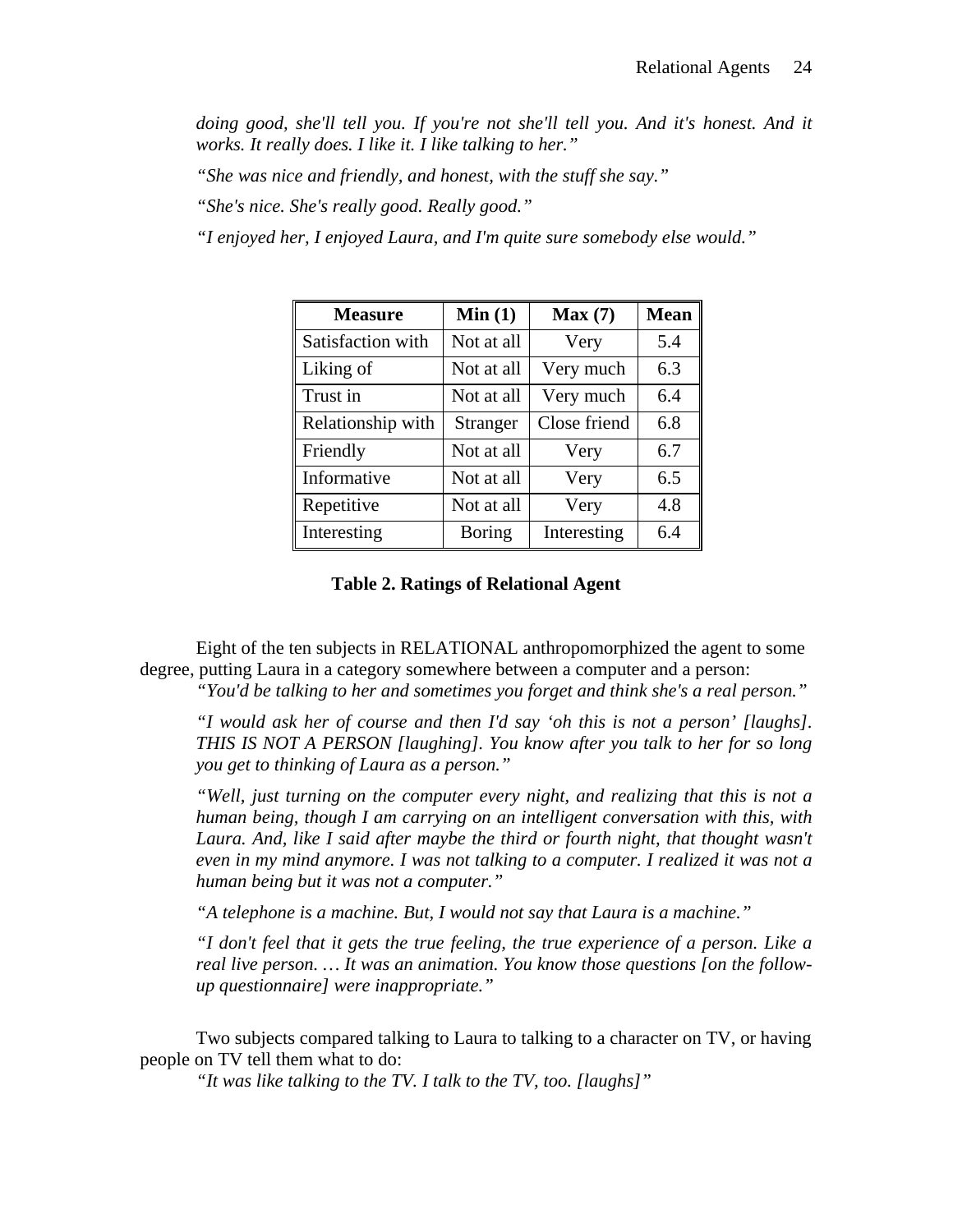*doing good, she'll tell you. If you're not she'll tell you. And it's honest. And it works. It really does. I like it. I like talking to her."*

*"She was nice and friendly, and honest, with the stuff she say."*

*"She's nice. She's really good. Really good."*

*"I enjoyed her, I enjoyed Laura, and I'm quite sure somebody else would."*

| Measure | Min (1) | Max (7) | Mean |
|---|---|---|---|
| Satisfaction with | Not at all | Very | 5.4 |
| Liking of | Not at all | Very much | 6.3 |
| Trust in | Not at all | Very much | 6.4 |
| Relationship with | Stranger | Close friend | 6.8 |
| Friendly | Not at all | Very | 6.7 |
| Informative | Not at all | Very | 6.5 |
| Repetitive | Not at all | Very | 4.8 |
| Interesting | Boring | Interesting | 6.4 |

**Table 2. Ratings of Relational Agent**

Eight of the ten subjects in RELATIONAL anthropomorphized the agent to some degree, putting Laura in a category somewhere between a computer and a person:

*"You'd be talking to her and sometimes you forget and think she's a real person."*

*"I would ask her of course and then I'd say 'oh this is not a person' [laughs]. THIS IS NOT A PERSON [laughing]. You know after you talk to her for so long you get to thinking of Laura as a person."*

*"Well, just turning on the computer every night, and realizing that this is not a human being, though I am carrying on an intelligent conversation with this, with Laura. And, like I said after maybe the third or fourth night, that thought wasn't even in my mind anymore. I was not talking to a computer. I realized it was not a human being but it was not a computer."*

*"A telephone is a machine. But, I would not say that Laura is a machine."*

*"I don't feel that it gets the true feeling, the true experience of a person. Like a real live person. … It was an animation. You know those questions [on the follow-up questionnaire] were inappropriate."*

Two subjects compared talking to Laura to talking to a character on TV, or having people on TV tell them what to do:

*"It was like talking to the TV. I talk to the TV, too. [laughs]"*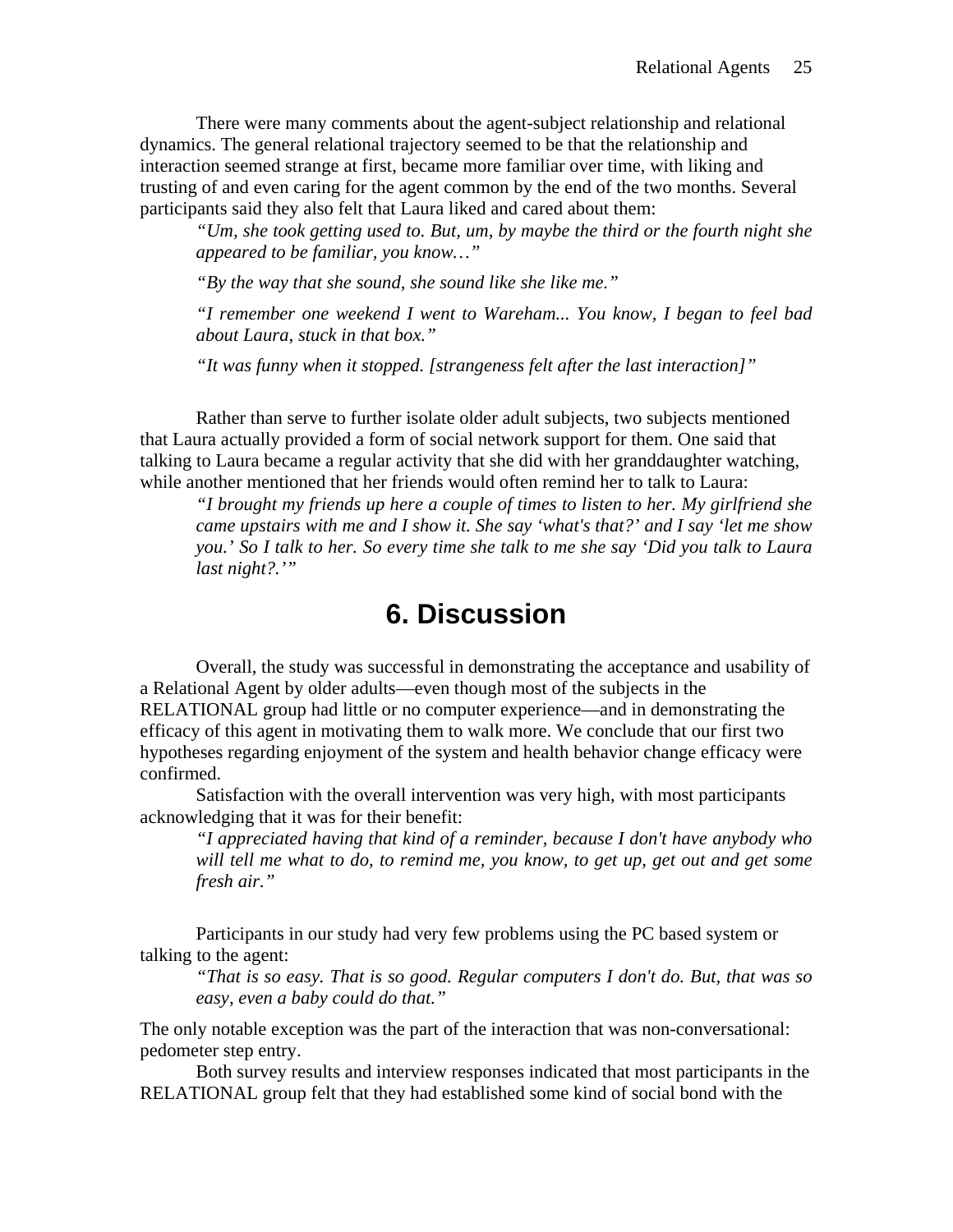There were many comments about the agent-subject relationship and relational dynamics. The general relational trajectory seemed to be that the relationship and interaction seemed strange at first, became more familiar over time, with liking and trusting of and even caring for the agent common by the end of the two months. Several participants said they also felt that Laura liked and cared about them:

> *"Um, she took getting used to. But, um, by maybe the third or the fourth night she appeared to be familiar, you know…"*
>
> *"By the way that she sound, she sound like she like me."*
>
> *"I remember one weekend I went to Wareham... You know, I began to feel bad about Laura, stuck in that box."*
>
> *"It was funny when it stopped. [strangeness felt after the last interaction]"*

Rather than serve to further isolate older adult subjects, two subjects mentioned that Laura actually provided a form of social network support for them. One said that talking to Laura became a regular activity that she did with her granddaughter watching, while another mentioned that her friends would often remind her to talk to Laura:

> *"I brought my friends up here a couple of times to listen to her. My girlfriend she came upstairs with me and I show it. She say 'what's that?' and I say 'let me show you.' So I talk to her. So every time she talk to me she say 'Did you talk to Laura last night?.'"*

# 6. Discussion

Overall, the study was successful in demonstrating the acceptance and usability of a Relational Agent by older adults—even though most of the subjects in the RELATIONAL group had little or no computer experience—and in demonstrating the efficacy of this agent in motivating them to walk more. We conclude that our first two hypotheses regarding enjoyment of the system and health behavior change efficacy were confirmed.

Satisfaction with the overall intervention was very high, with most participants acknowledging that it was for their benefit:

> *"I appreciated having that kind of a reminder, because I don't have anybody who will tell me what to do, to remind me, you know, to get up, get out and get some fresh air."*

Participants in our study had very few problems using the PC based system or talking to the agent:

> *"That is so easy. That is so good. Regular computers I don't do. But, that was so easy, even a baby could do that."*

The only notable exception was the part of the interaction that was non-conversational: pedometer step entry.

Both survey results and interview responses indicated that most participants in the RELATIONAL group felt that they had established some kind of social bond with the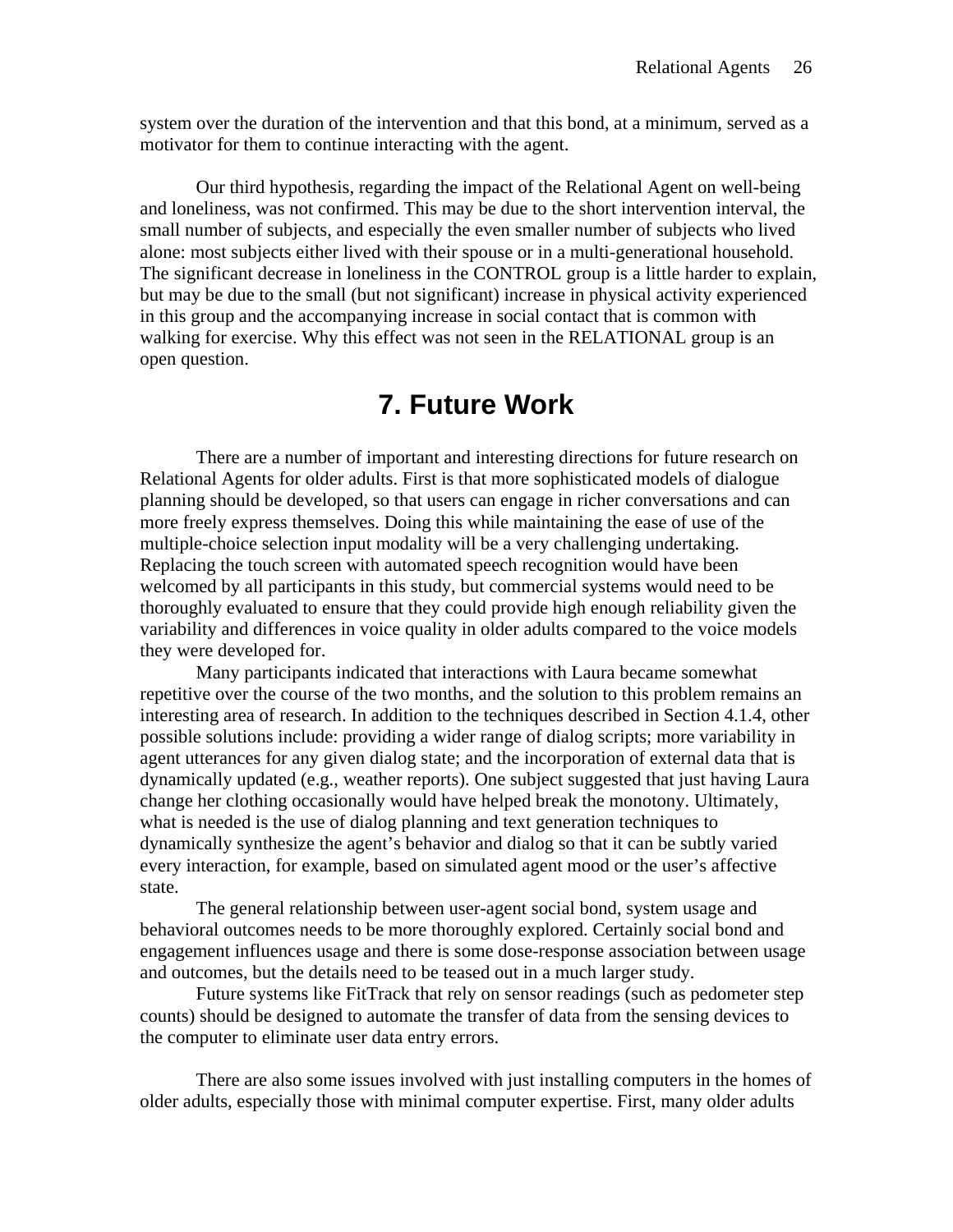system over the duration of the intervention and that this bond, at a minimum, served as a motivator for them to continue interacting with the agent.

Our third hypothesis, regarding the impact of the Relational Agent on well-being and loneliness, was not confirmed. This may be due to the short intervention interval, the small number of subjects, and especially the even smaller number of subjects who lived alone: most subjects either lived with their spouse or in a multi-generational household. The significant decrease in loneliness in the CONTROL group is a little harder to explain, but may be due to the small (but not significant) increase in physical activity experienced in this group and the accompanying increase in social contact that is common with walking for exercise. Why this effect was not seen in the RELATIONAL group is an open question.

# 7. Future Work

There are a number of important and interesting directions for future research on Relational Agents for older adults. First is that more sophisticated models of dialogue planning should be developed, so that users can engage in richer conversations and can more freely express themselves. Doing this while maintaining the ease of use of the multiple-choice selection input modality will be a very challenging undertaking. Replacing the touch screen with automated speech recognition would have been welcomed by all participants in this study, but commercial systems would need to be thoroughly evaluated to ensure that they could provide high enough reliability given the variability and differences in voice quality in older adults compared to the voice models they were developed for.

Many participants indicated that interactions with Laura became somewhat repetitive over the course of the two months, and the solution to this problem remains an interesting area of research. In addition to the techniques described in Section 4.1.4, other possible solutions include: providing a wider range of dialog scripts; more variability in agent utterances for any given dialog state; and the incorporation of external data that is dynamically updated (e.g., weather reports). One subject suggested that just having Laura change her clothing occasionally would have helped break the monotony. Ultimately, what is needed is the use of dialog planning and text generation techniques to dynamically synthesize the agent's behavior and dialog so that it can be subtly varied every interaction, for example, based on simulated agent mood or the user's affective state.

The general relationship between user-agent social bond, system usage and behavioral outcomes needs to be more thoroughly explored. Certainly social bond and engagement influences usage and there is some dose-response association between usage and outcomes, but the details need to be teased out in a much larger study.

Future systems like FitTrack that rely on sensor readings (such as pedometer step counts) should be designed to automate the transfer of data from the sensing devices to the computer to eliminate user data entry errors.

There are also some issues involved with just installing computers in the homes of older adults, especially those with minimal computer expertise. First, many older adults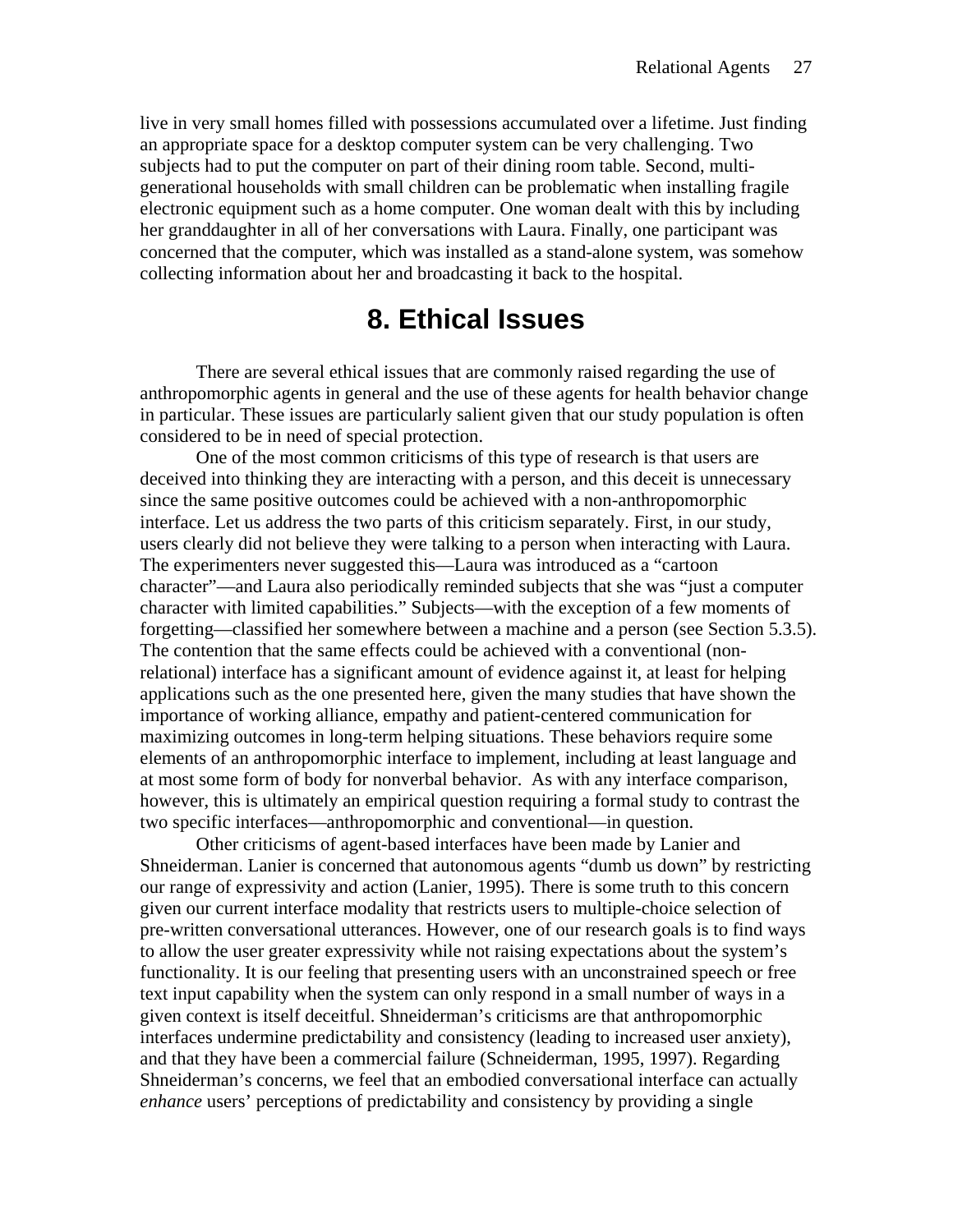live in very small homes filled with possessions accumulated over a lifetime. Just finding an appropriate space for a desktop computer system can be very challenging. Two subjects had to put the computer on part of their dining room table. Second, multi-generational households with small children can be problematic when installing fragile electronic equipment such as a home computer. One woman dealt with this by including her granddaughter in all of her conversations with Laura. Finally, one participant was concerned that the computer, which was installed as a stand-alone system, was somehow collecting information about her and broadcasting it back to the hospital.

# 8. Ethical Issues

There are several ethical issues that are commonly raised regarding the use of anthropomorphic agents in general and the use of these agents for health behavior change in particular. These issues are particularly salient given that our study population is often considered to be in need of special protection.

One of the most common criticisms of this type of research is that users are deceived into thinking they are interacting with a person, and this deceit is unnecessary since the same positive outcomes could be achieved with a non-anthropomorphic interface. Let us address the two parts of this criticism separately. First, in our study, users clearly did not believe they were talking to a person when interacting with Laura. The experimenters never suggested this—Laura was introduced as a "cartoon character"—and Laura also periodically reminded subjects that she was "just a computer character with limited capabilities." Subjects—with the exception of a few moments of forgetting—classified her somewhere between a machine and a person (see Section 5.3.5). The contention that the same effects could be achieved with a conventional (non-relational) interface has a significant amount of evidence against it, at least for helping applications such as the one presented here, given the many studies that have shown the importance of working alliance, empathy and patient-centered communication for maximizing outcomes in long-term helping situations. These behaviors require some elements of an anthropomorphic interface to implement, including at least language and at most some form of body for nonverbal behavior. As with any interface comparison, however, this is ultimately an empirical question requiring a formal study to contrast the two specific interfaces—anthropomorphic and conventional—in question.

Other criticisms of agent-based interfaces have been made by Lanier and Shneiderman. Lanier is concerned that autonomous agents "dumb us down" by restricting our range of expressivity and action (Lanier, 1995). There is some truth to this concern given our current interface modality that restricts users to multiple-choice selection of pre-written conversational utterances. However, one of our research goals is to find ways to allow the user greater expressivity while not raising expectations about the system's functionality. It is our feeling that presenting users with an unconstrained speech or free text input capability when the system can only respond in a small number of ways in a given context is itself deceitful. Shneiderman's criticisms are that anthropomorphic interfaces undermine predictability and consistency (leading to increased user anxiety), and that they have been a commercial failure (Schneiderman, 1995, 1997). Regarding Shneiderman's concerns, we feel that an embodied conversational interface can actually *enhance* users' perceptions of predictability and consistency by providing a single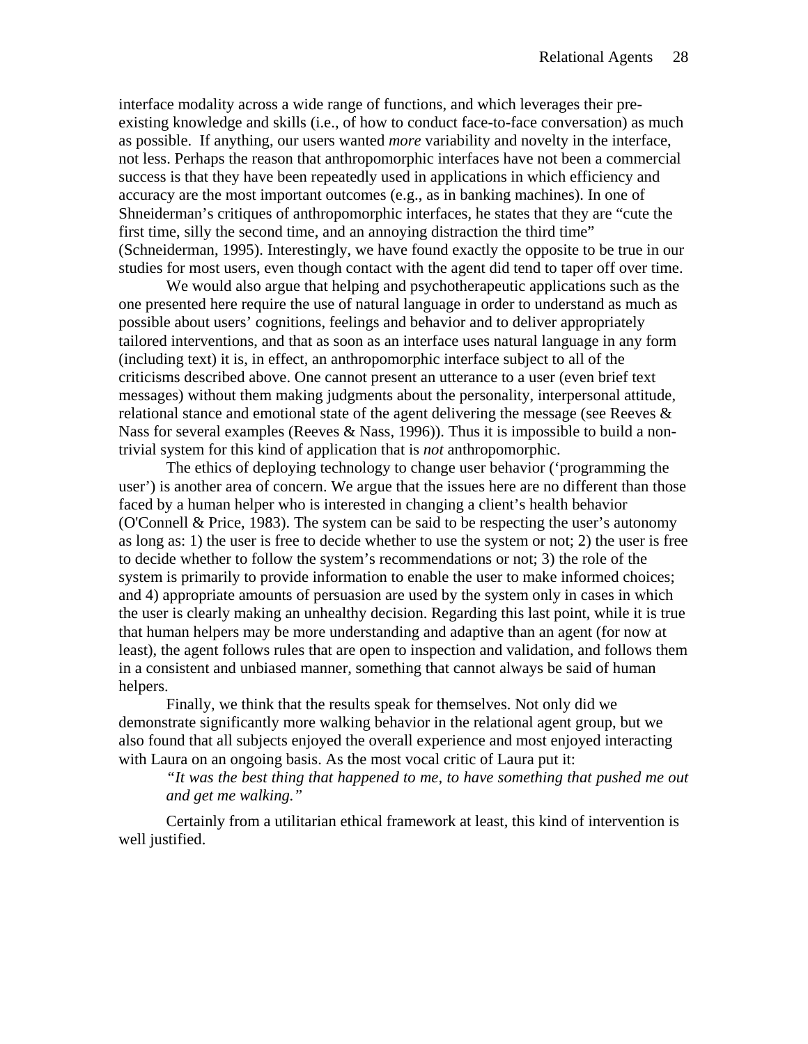interface modality across a wide range of functions, and which leverages their pre-existing knowledge and skills (i.e., of how to conduct face-to-face conversation) as much as possible. If anything, our users wanted *more* variability and novelty in the interface, not less. Perhaps the reason that anthropomorphic interfaces have not been a commercial success is that they have been repeatedly used in applications in which efficiency and accuracy are the most important outcomes (e.g., as in banking machines). In one of Shneiderman's critiques of anthropomorphic interfaces, he states that they are "cute the first time, silly the second time, and an annoying distraction the third time" (Schneiderman, 1995). Interestingly, we have found exactly the opposite to be true in our studies for most users, even though contact with the agent did tend to taper off over time.

We would also argue that helping and psychotherapeutic applications such as the one presented here require the use of natural language in order to understand as much as possible about users' cognitions, feelings and behavior and to deliver appropriately tailored interventions, and that as soon as an interface uses natural language in any form (including text) it is, in effect, an anthropomorphic interface subject to all of the criticisms described above. One cannot present an utterance to a user (even brief text messages) without them making judgments about the personality, interpersonal attitude, relational stance and emotional state of the agent delivering the message (see Reeves & Nass for several examples (Reeves & Nass, 1996)). Thus it is impossible to build a non-trivial system for this kind of application that is *not* anthropomorphic.

The ethics of deploying technology to change user behavior ('programming the user') is another area of concern. We argue that the issues here are no different than those faced by a human helper who is interested in changing a client's health behavior (O'Connell & Price, 1983). The system can be said to be respecting the user's autonomy as long as: 1) the user is free to decide whether to use the system or not; 2) the user is free to decide whether to follow the system's recommendations or not; 3) the role of the system is primarily to provide information to enable the user to make informed choices; and 4) appropriate amounts of persuasion are used by the system only in cases in which the user is clearly making an unhealthy decision. Regarding this last point, while it is true that human helpers may be more understanding and adaptive than an agent (for now at least), the agent follows rules that are open to inspection and validation, and follows them in a consistent and unbiased manner, something that cannot always be said of human helpers.

Finally, we think that the results speak for themselves. Not only did we demonstrate significantly more walking behavior in the relational agent group, but we also found that all subjects enjoyed the overall experience and most enjoyed interacting with Laura on an ongoing basis. As the most vocal critic of Laura put it:

> *"It was the best thing that happened to me, to have something that pushed me out and get me walking."*

Certainly from a utilitarian ethical framework at least, this kind of intervention is well justified.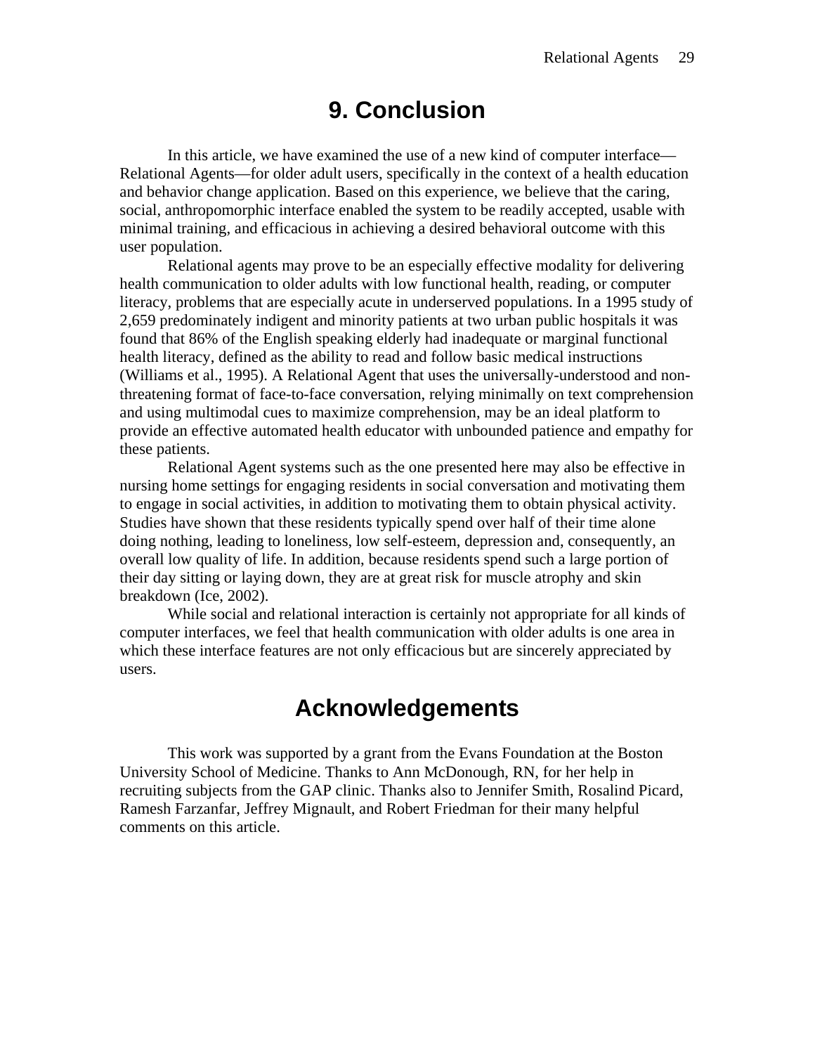# 9. Conclusion

In this article, we have examined the use of a new kind of computer interface—Relational Agents—for older adult users, specifically in the context of a health education and behavior change application. Based on this experience, we believe that the caring, social, anthropomorphic interface enabled the system to be readily accepted, usable with minimal training, and efficacious in achieving a desired behavioral outcome with this user population.

Relational agents may prove to be an especially effective modality for delivering health communication to older adults with low functional health, reading, or computer literacy, problems that are especially acute in underserved populations. In a 1995 study of 2,659 predominately indigent and minority patients at two urban public hospitals it was found that 86% of the English speaking elderly had inadequate or marginal functional health literacy, defined as the ability to read and follow basic medical instructions (Williams et al., 1995). A Relational Agent that uses the universally-understood and non-threatening format of face-to-face conversation, relying minimally on text comprehension and using multimodal cues to maximize comprehension, may be an ideal platform to provide an effective automated health educator with unbounded patience and empathy for these patients.

Relational Agent systems such as the one presented here may also be effective in nursing home settings for engaging residents in social conversation and motivating them to engage in social activities, in addition to motivating them to obtain physical activity. Studies have shown that these residents typically spend over half of their time alone doing nothing, leading to loneliness, low self-esteem, depression and, consequently, an overall low quality of life. In addition, because residents spend such a large portion of their day sitting or laying down, they are at great risk for muscle atrophy and skin breakdown (Ice, 2002).

While social and relational interaction is certainly not appropriate for all kinds of computer interfaces, we feel that health communication with older adults is one area in which these interface features are not only efficacious but are sincerely appreciated by users.

# Acknowledgements

This work was supported by a grant from the Evans Foundation at the Boston University School of Medicine. Thanks to Ann McDonough, RN, for her help in recruiting subjects from the GAP clinic. Thanks also to Jennifer Smith, Rosalind Picard, Ramesh Farzanfar, Jeffrey Mignault, and Robert Friedman for their many helpful comments on this article.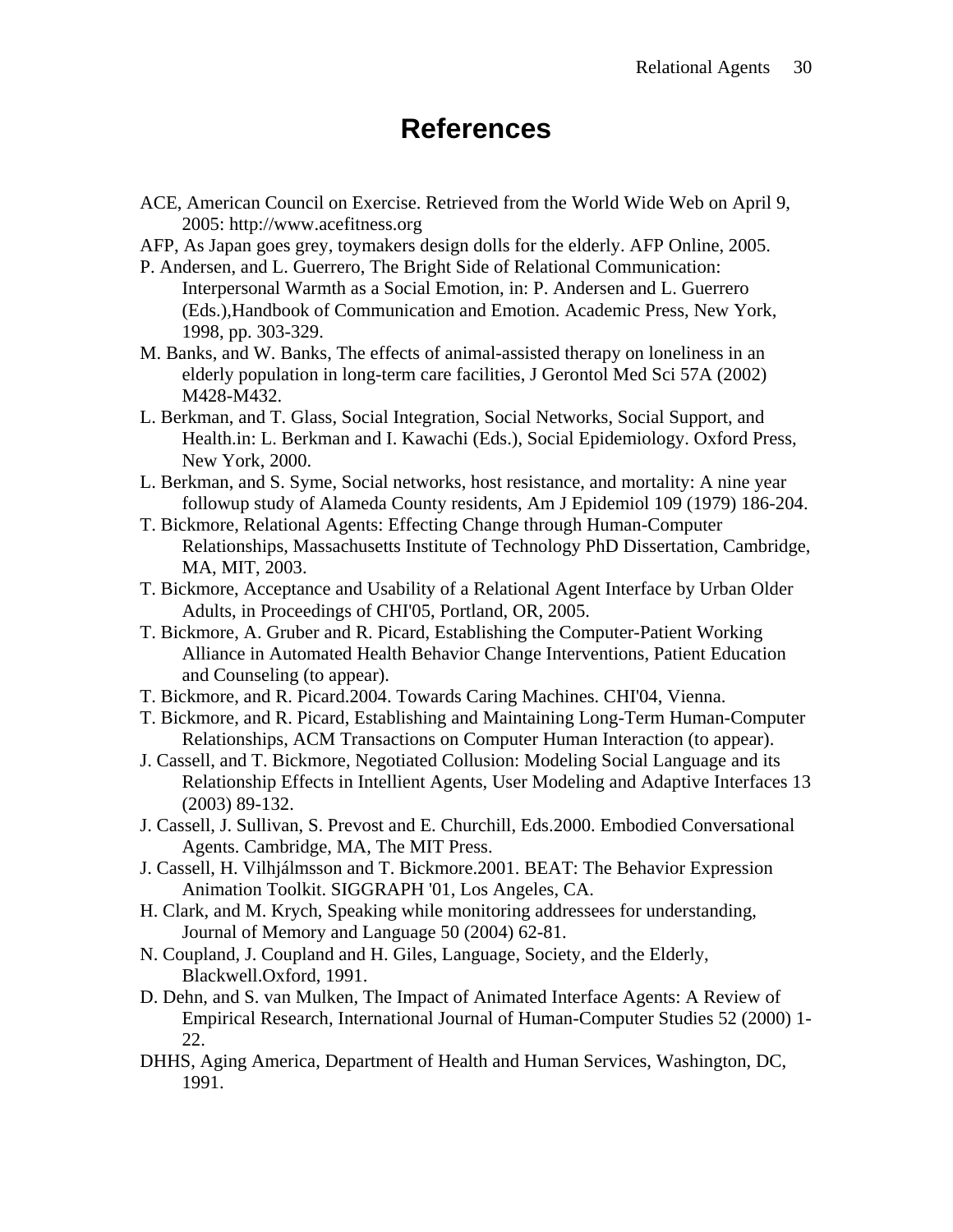# References

ACE, American Council on Exercise. Retrieved from the World Wide Web on April 9, 2005: http://www.acefitness.org

AFP, As Japan goes grey, toymakers design dolls for the elderly. AFP Online, 2005.

P. Andersen, and L. Guerrero, The Bright Side of Relational Communication: Interpersonal Warmth as a Social Emotion, in: P. Andersen and L. Guerrero (Eds.),Handbook of Communication and Emotion. Academic Press, New York, 1998, pp. 303-329.

M. Banks, and W. Banks, The effects of animal-assisted therapy on loneliness in an elderly population in long-term care facilities, J Gerontol Med Sci 57A (2002) M428-M432.

L. Berkman, and T. Glass, Social Integration, Social Networks, Social Support, and Health.in: L. Berkman and I. Kawachi (Eds.), Social Epidemiology. Oxford Press, New York, 2000.

L. Berkman, and S. Syme, Social networks, host resistance, and mortality: A nine year followup study of Alameda County residents, Am J Epidemiol 109 (1979) 186-204.

T. Bickmore, Relational Agents: Effecting Change through Human-Computer Relationships, Massachusetts Institute of Technology PhD Dissertation, Cambridge, MA, MIT, 2003.

T. Bickmore, Acceptance and Usability of a Relational Agent Interface by Urban Older Adults, in Proceedings of CHI'05, Portland, OR, 2005.

T. Bickmore, A. Gruber and R. Picard, Establishing the Computer-Patient Working Alliance in Automated Health Behavior Change Interventions, Patient Education and Counseling (to appear).

T. Bickmore, and R. Picard.2004. Towards Caring Machines. CHI'04, Vienna.

T. Bickmore, and R. Picard, Establishing and Maintaining Long-Term Human-Computer Relationships, ACM Transactions on Computer Human Interaction (to appear).

J. Cassell, and T. Bickmore, Negotiated Collusion: Modeling Social Language and its Relationship Effects in Intellient Agents, User Modeling and Adaptive Interfaces 13 (2003) 89-132.

J. Cassell, J. Sullivan, S. Prevost and E. Churchill, Eds.2000. Embodied Conversational Agents. Cambridge, MA, The MIT Press.

J. Cassell, H. Vilhjálmsson and T. Bickmore.2001. BEAT: The Behavior Expression Animation Toolkit. SIGGRAPH '01, Los Angeles, CA.

H. Clark, and M. Krych, Speaking while monitoring addressees for understanding, Journal of Memory and Language 50 (2004) 62-81.

N. Coupland, J. Coupland and H. Giles, Language, Society, and the Elderly, Blackwell.Oxford, 1991.

D. Dehn, and S. van Mulken, The Impact of Animated Interface Agents: A Review of Empirical Research, International Journal of Human-Computer Studies 52 (2000) 1-22.

DHHS, Aging America, Department of Health and Human Services, Washington, DC, 1991.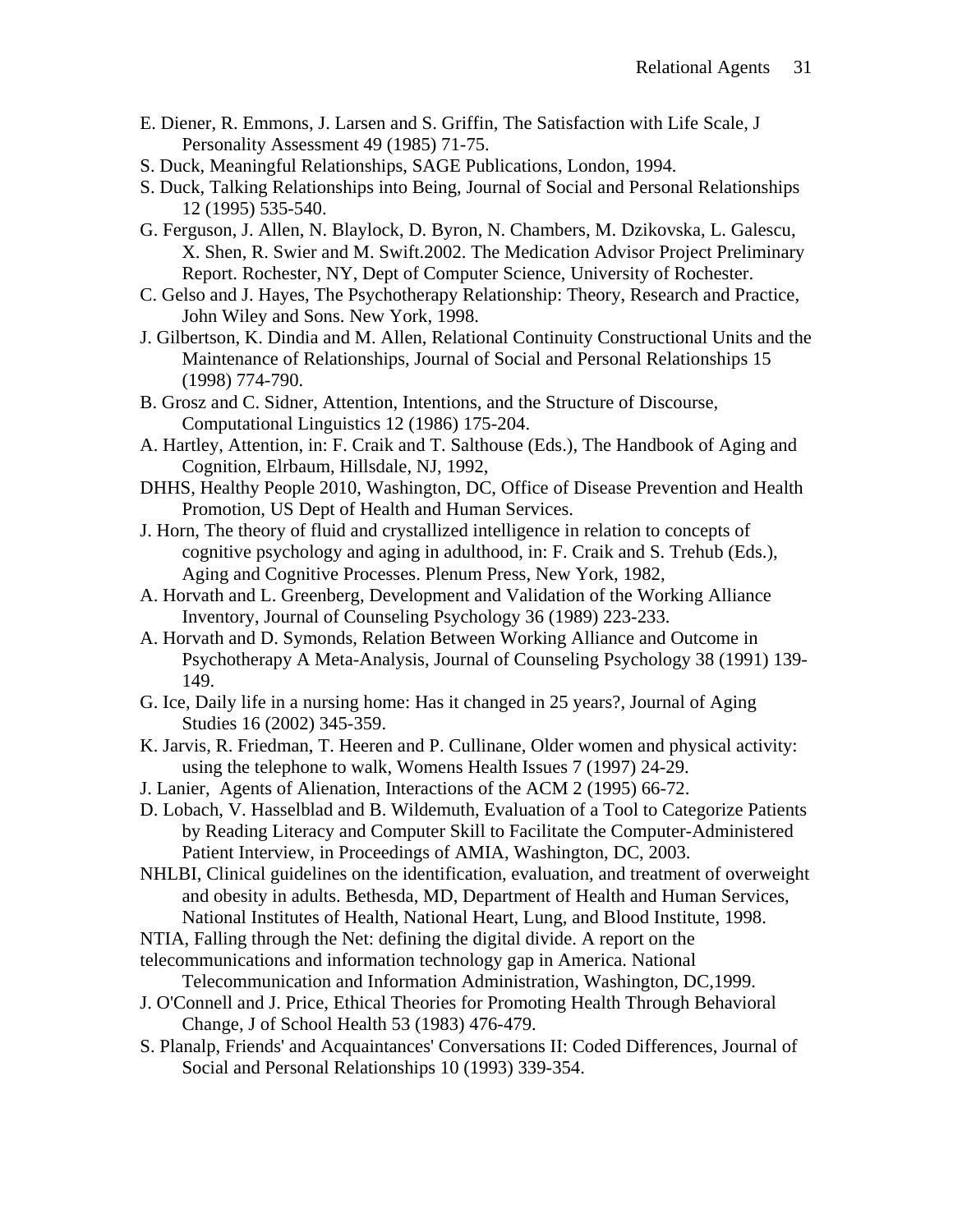E. Diener, R. Emmons, J. Larsen and S. Griffin, The Satisfaction with Life Scale, J Personality Assessment 49 (1985) 71-75.

S. Duck, Meaningful Relationships, SAGE Publications, London, 1994.

S. Duck, Talking Relationships into Being, Journal of Social and Personal Relationships 12 (1995) 535-540.

G. Ferguson, J. Allen, N. Blaylock, D. Byron, N. Chambers, M. Dzikovska, L. Galescu, X. Shen, R. Swier and M. Swift.2002. The Medication Advisor Project Preliminary Report. Rochester, NY, Dept of Computer Science, University of Rochester.

C. Gelso and J. Hayes, The Psychotherapy Relationship: Theory, Research and Practice, John Wiley and Sons. New York, 1998.

J. Gilbertson, K. Dindia and M. Allen, Relational Continuity Constructional Units and the Maintenance of Relationships, Journal of Social and Personal Relationships 15 (1998) 774-790.

B. Grosz and C. Sidner, Attention, Intentions, and the Structure of Discourse, Computational Linguistics 12 (1986) 175-204.

A. Hartley, Attention, in: F. Craik and T. Salthouse (Eds.), The Handbook of Aging and Cognition, Elrbaum, Hillsdale, NJ, 1992,

DHHS, Healthy People 2010, Washington, DC, Office of Disease Prevention and Health Promotion, US Dept of Health and Human Services.

J. Horn, The theory of fluid and crystallized intelligence in relation to concepts of cognitive psychology and aging in adulthood, in: F. Craik and S. Trehub (Eds.), Aging and Cognitive Processes. Plenum Press, New York, 1982,

A. Horvath and L. Greenberg, Development and Validation of the Working Alliance Inventory, Journal of Counseling Psychology 36 (1989) 223-233.

A. Horvath and D. Symonds, Relation Between Working Alliance and Outcome in Psychotherapy A Meta-Analysis, Journal of Counseling Psychology 38 (1991) 139-149.

G. Ice, Daily life in a nursing home: Has it changed in 25 years?, Journal of Aging Studies 16 (2002) 345-359.

K. Jarvis, R. Friedman, T. Heeren and P. Cullinane, Older women and physical activity: using the telephone to walk, Womens Health Issues 7 (1997) 24-29.

J. Lanier, Agents of Alienation, Interactions of the ACM 2 (1995) 66-72.

D. Lobach, V. Hasselblad and B. Wildemuth, Evaluation of a Tool to Categorize Patients by Reading Literacy and Computer Skill to Facilitate the Computer-Administered Patient Interview, in Proceedings of AMIA, Washington, DC, 2003.

NHLBI, Clinical guidelines on the identification, evaluation, and treatment of overweight and obesity in adults. Bethesda, MD, Department of Health and Human Services, National Institutes of Health, National Heart, Lung, and Blood Institute, 1998.

NTIA, Falling through the Net: defining the digital divide. A report on the telecommunications and information technology gap in America. National Telecommunication and Information Administration, Washington, DC,1999.

J. O'Connell and J. Price, Ethical Theories for Promoting Health Through Behavioral Change, J of School Health 53 (1983) 476-479.

S. Planalp, Friends' and Acquaintances' Conversations II: Coded Differences, Journal of Social and Personal Relationships 10 (1993) 339-354.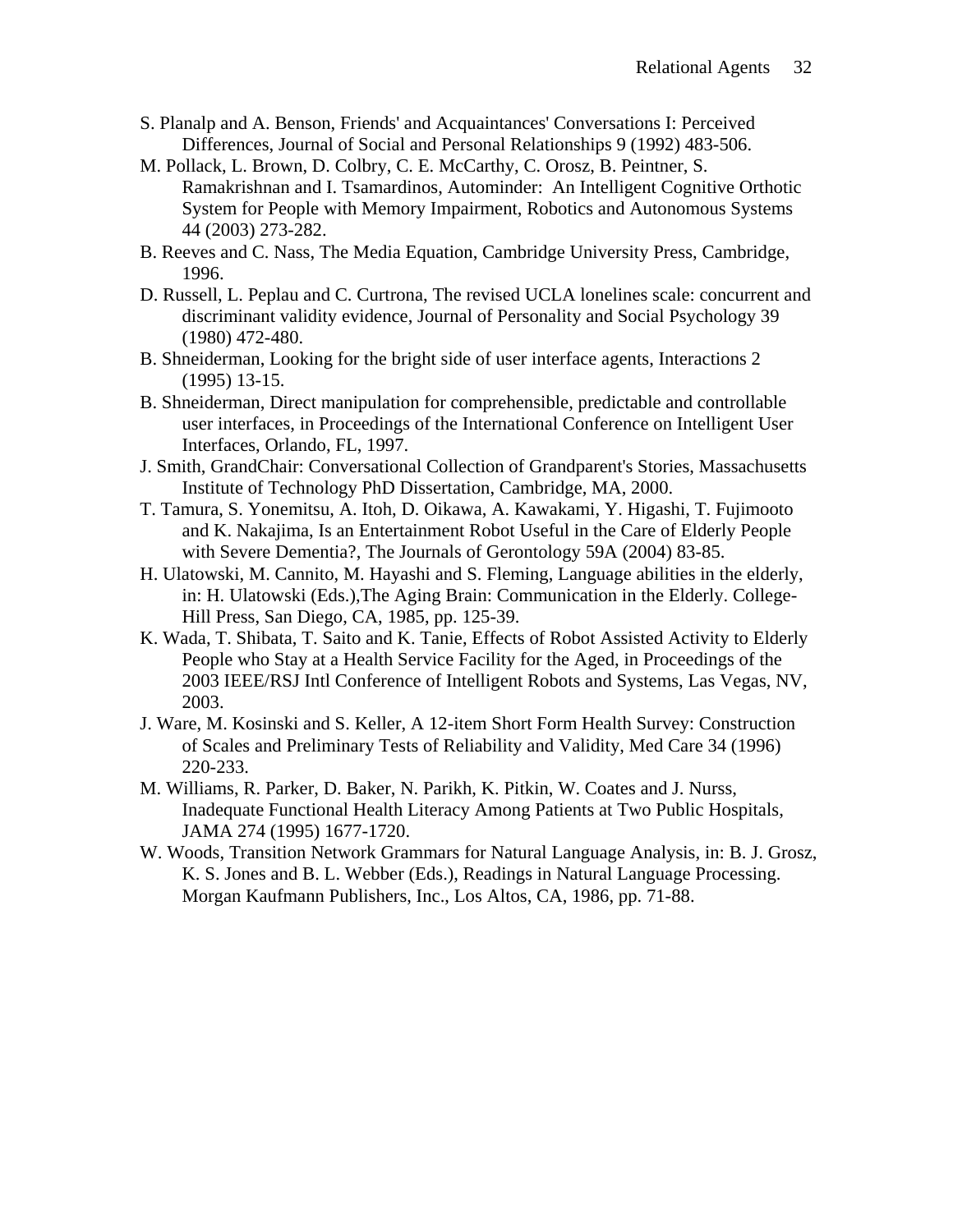S. Planalp and A. Benson, Friends' and Acquaintances' Conversations I: Perceived Differences, Journal of Social and Personal Relationships 9 (1992) 483-506.

M. Pollack, L. Brown, D. Colbry, C. E. McCarthy, C. Orosz, B. Peintner, S. Ramakrishnan and I. Tsamardinos, Autominder: An Intelligent Cognitive Orthotic System for People with Memory Impairment, Robotics and Autonomous Systems 44 (2003) 273-282.

B. Reeves and C. Nass, The Media Equation, Cambridge University Press, Cambridge, 1996.

D. Russell, L. Peplau and C. Curtrona, The revised UCLA lonelines scale: concurrent and discriminant validity evidence, Journal of Personality and Social Psychology 39 (1980) 472-480.

B. Shneiderman, Looking for the bright side of user interface agents, Interactions 2 (1995) 13-15.

B. Shneiderman, Direct manipulation for comprehensible, predictable and controllable user interfaces, in Proceedings of the International Conference on Intelligent User Interfaces, Orlando, FL, 1997.

J. Smith, GrandChair: Conversational Collection of Grandparent's Stories, Massachusetts Institute of Technology PhD Dissertation, Cambridge, MA, 2000.

T. Tamura, S. Yonemitsu, A. Itoh, D. Oikawa, A. Kawakami, Y. Higashi, T. Fujimooto and K. Nakajima, Is an Entertainment Robot Useful in the Care of Elderly People with Severe Dementia?, The Journals of Gerontology 59A (2004) 83-85.

H. Ulatowski, M. Cannito, M. Hayashi and S. Fleming, Language abilities in the elderly, in: H. Ulatowski (Eds.),The Aging Brain: Communication in the Elderly. College-Hill Press, San Diego, CA, 1985, pp. 125-39.

K. Wada, T. Shibata, T. Saito and K. Tanie, Effects of Robot Assisted Activity to Elderly People who Stay at a Health Service Facility for the Aged, in Proceedings of the 2003 IEEE/RSJ Intl Conference of Intelligent Robots and Systems, Las Vegas, NV, 2003.

J. Ware, M. Kosinski and S. Keller, A 12-item Short Form Health Survey: Construction of Scales and Preliminary Tests of Reliability and Validity, Med Care 34 (1996) 220-233.

M. Williams, R. Parker, D. Baker, N. Parikh, K. Pitkin, W. Coates and J. Nurss, Inadequate Functional Health Literacy Among Patients at Two Public Hospitals, JAMA 274 (1995) 1677-1720.

W. Woods, Transition Network Grammars for Natural Language Analysis, in: B. J. Grosz, K. S. Jones and B. L. Webber (Eds.), Readings in Natural Language Processing. Morgan Kaufmann Publishers, Inc., Los Altos, CA, 1986, pp. 71-88.